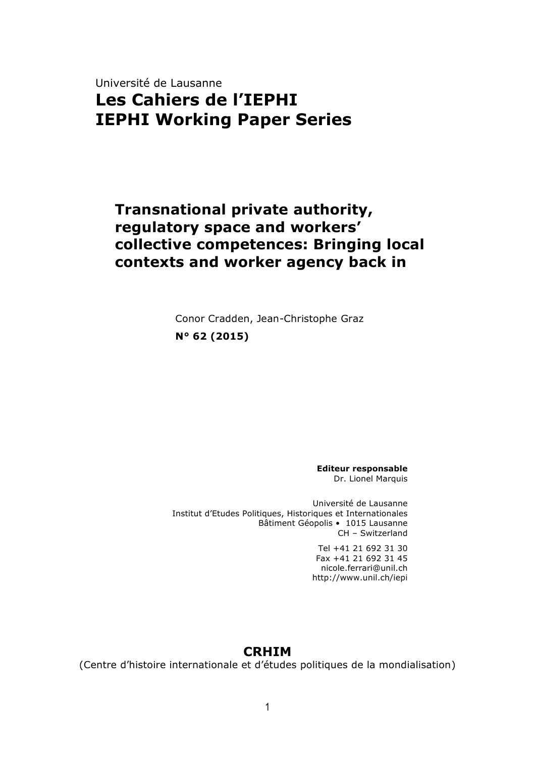Université de Lausanne

# Les Cahiers de l'IEPHI
# IEPHI Working Paper Series

## Transnational private authority, regulatory space and workers' collective competences: Bringing local contexts and worker agency back in

Conor Cradden, Jean-Christophe Graz

**N° 62 (2015)**

**Editeur responsable**
Dr. Lionel Marquis

Université de Lausanne
Institut d'Etudes Politiques, Historiques et Internationales
Bâtiment Géopolis • 1015 Lausanne
CH – Switzerland

Tel +41 21 692 31 30
Fax +41 21 692 31 45
nicole.ferrari@unil.ch
http://www.unil.ch/iepi

**CRHIM**
(Centre d'histoire internationale et d'études politiques de la mondialisation)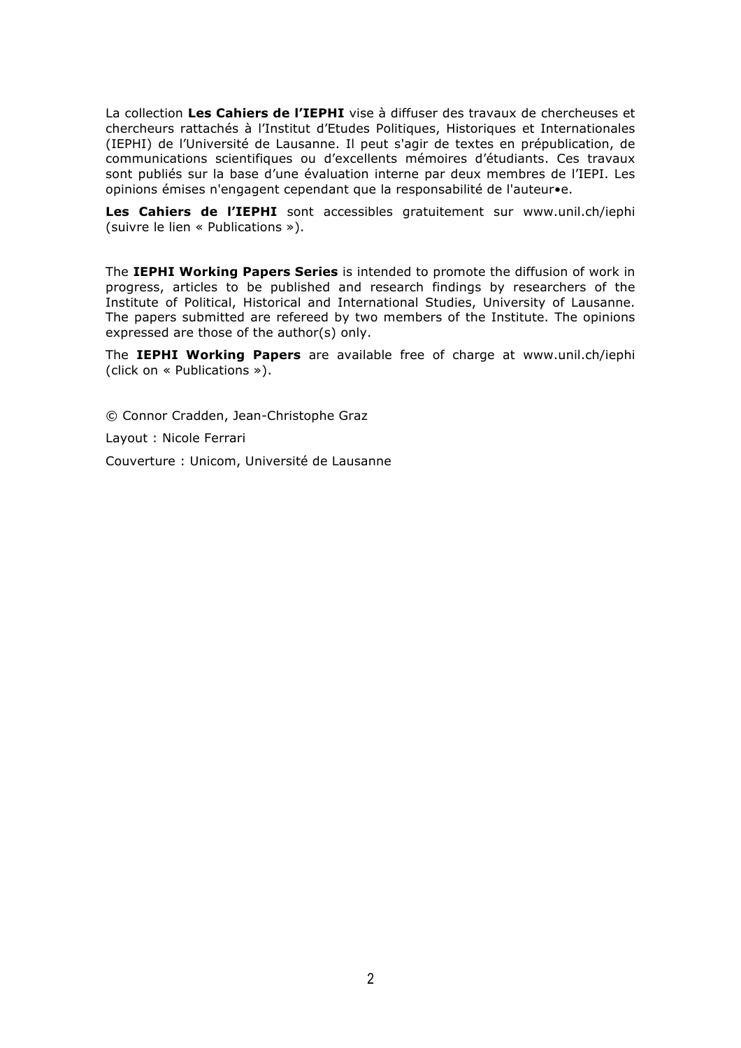La collection **Les Cahiers de l'IEPHI** vise à diffuser des travaux de chercheuses et chercheurs rattachés à l'Institut d'Etudes Politiques, Historiques et Internationales (IEPHI) de l'Université de Lausanne. Il peut s'agir de textes en prépublication, de communications scientifiques ou d'excellents mémoires d'étudiants. Ces travaux sont publiés sur la base d'une évaluation interne par deux membres de l'IEPI. Les opinions émises n'engagent cependant que la responsabilité de l'auteur•e.

**Les Cahiers de l'IEPHI** sont accessibles gratuitement sur www.unil.ch/iephi (suivre le lien « Publications »).

The **IEPHI Working Papers Series** is intended to promote the diffusion of work in progress, articles to be published and research findings by researchers of the Institute of Political, Historical and International Studies, University of Lausanne. The papers submitted are refereed by two members of the Institute. The opinions expressed are those of the author(s) only.

The **IEPHI Working Papers** are available free of charge at www.unil.ch/iephi (click on « Publications »).

© Connor Cradden, Jean-Christophe Graz

Layout : Nicole Ferrari

Couverture : Unicom, Université de Lausanne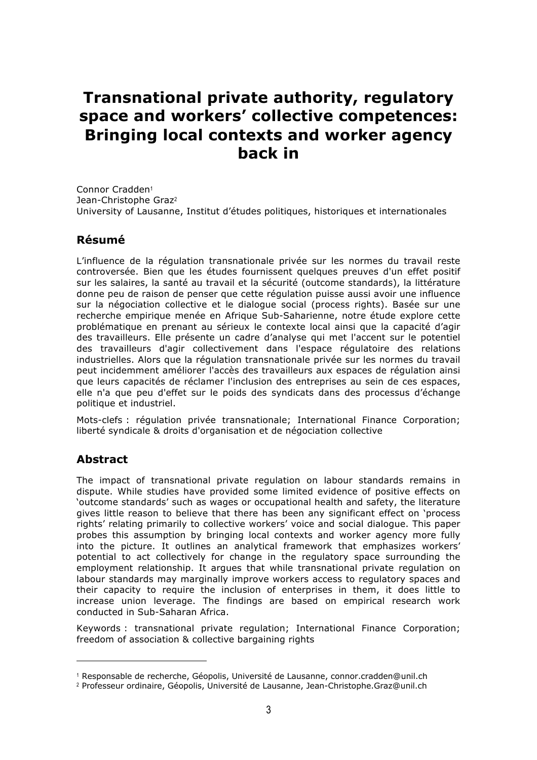# Transnational private authority, regulatory space and workers' collective competences: Bringing local contexts and worker agency back in

Connor Cradden[1]
Jean-Christophe Graz[2]
University of Lausanne, Institut d'études politiques, historiques et internationales

## Résumé

L'influence de la régulation transnationale privée sur les normes du travail reste controversée. Bien que les études fournissent quelques preuves d'un effet positif sur les salaires, la santé au travail et la sécurité (outcome standards), la littérature donne peu de raison de penser que cette régulation puisse aussi avoir une influence sur la négociation collective et le dialogue social (process rights). Basée sur une recherche empirique menée en Afrique Sub-Saharienne, notre étude explore cette problématique en prenant au sérieux le contexte local ainsi que la capacité d'agir des travailleurs. Elle présente un cadre d'analyse qui met l'accent sur le potentiel des travailleurs d'agir collectivement dans l'espace régulatoire des relations industrielles. Alors que la régulation transnationale privée sur les normes du travail peut incidemment améliorer l'accès des travailleurs aux espaces de régulation ainsi que leurs capacités de réclamer l'inclusion des entreprises au sein de ces espaces, elle n'a que peu d'effet sur le poids des syndicats dans des processus d'échange politique et industriel.

Mots-clefs : régulation privée transnationale; International Finance Corporation; liberté syndicale & droits d'organisation et de négociation collective

## Abstract

The impact of transnational private regulation on labour standards remains in dispute. While studies have provided some limited evidence of positive effects on 'outcome standards' such as wages or occupational health and safety, the literature gives little reason to believe that there has been any significant effect on 'process rights' relating primarily to collective workers' voice and social dialogue. This paper probes this assumption by bringing local contexts and worker agency more fully into the picture. It outlines an analytical framework that emphasizes workers' potential to act collectively for change in the regulatory space surrounding the employment relationship. It argues that while transnational private regulation on labour standards may marginally improve workers access to regulatory spaces and their capacity to require the inclusion of enterprises in them, it does little to increase union leverage. The findings are based on empirical research work conducted in Sub-Saharan Africa.

Keywords : transnational private regulation; International Finance Corporation; freedom of association & collective bargaining rights

---

[1] Responsable de recherche, Géopolis, Université de Lausanne, connor.cradden@unil.ch

[2] Professeur ordinaire, Géopolis, Université de Lausanne, Jean-Christophe.Graz@unil.ch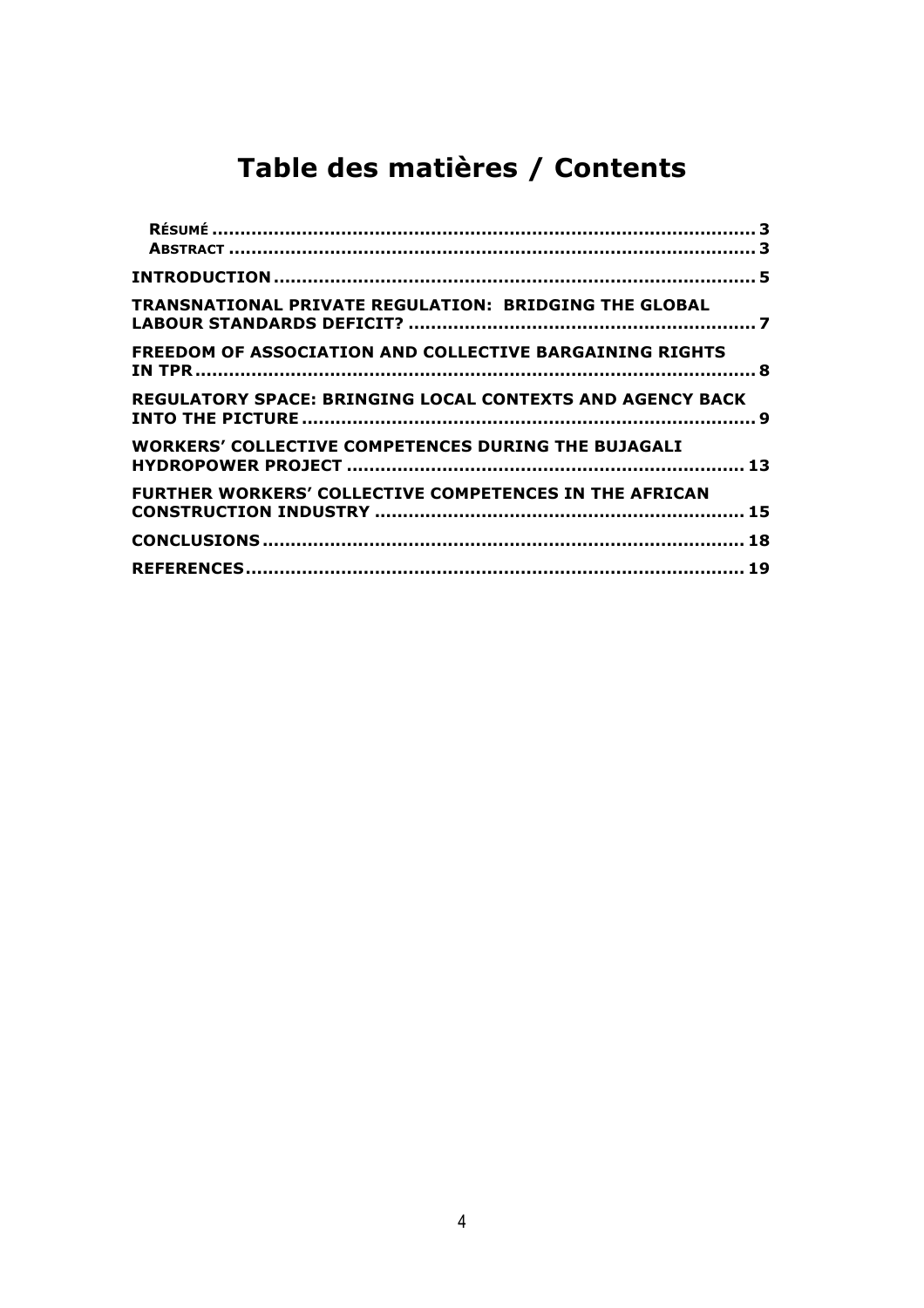# Table des matières / Contents

- **Résumé** ........ 3
- **Abstract** ........ 3

**INTRODUCTION** ........ 5

**TRANSNATIONAL PRIVATE REGULATION: BRIDGING THE GLOBAL LABOUR STANDARDS DEFICIT?** ........ 7

**FREEDOM OF ASSOCIATION AND COLLECTIVE BARGAINING RIGHTS IN TPR** ........ 8

**REGULATORY SPACE: BRINGING LOCAL CONTEXTS AND AGENCY BACK INTO THE PICTURE** ........ 9

**WORKERS' COLLECTIVE COMPETENCES DURING THE BUJAGALI HYDROPOWER PROJECT** ........ 13

**FURTHER WORKERS' COLLECTIVE COMPETENCES IN THE AFRICAN CONSTRUCTION INDUSTRY** ........ 15

**CONCLUSIONS** ........ 18

**REFERENCES** ........ 19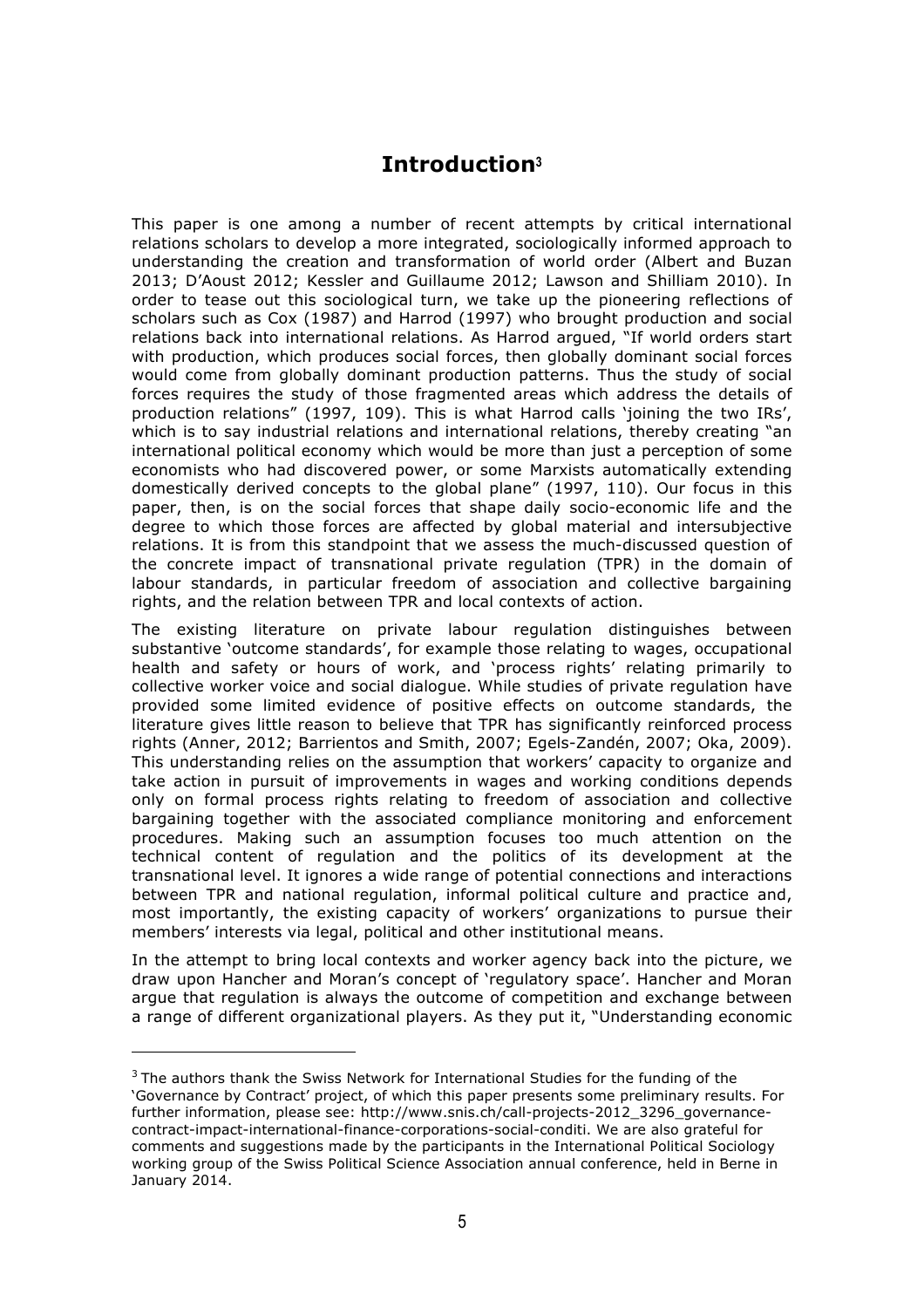# Introduction[3]

This paper is one among a number of recent attempts by critical international relations scholars to develop a more integrated, sociologically informed approach to understanding the creation and transformation of world order (Albert and Buzan 2013; D'Aoust 2012; Kessler and Guillaume 2012; Lawson and Shilliam 2010). In order to tease out this sociological turn, we take up the pioneering reflections of scholars such as Cox (1987) and Harrod (1997) who brought production and social relations back into international relations. As Harrod argued, "If world orders start with production, which produces social forces, then globally dominant social forces would come from globally dominant production patterns. Thus the study of social forces requires the study of those fragmented areas which address the details of production relations" (1997, 109). This is what Harrod calls 'joining the two IRs', which is to say industrial relations and international relations, thereby creating "an international political economy which would be more than just a perception of some economists who had discovered power, or some Marxists automatically extending domestically derived concepts to the global plane" (1997, 110). Our focus in this paper, then, is on the social forces that shape daily socio-economic life and the degree to which those forces are affected by global material and intersubjective relations. It is from this standpoint that we assess the much-discussed question of the concrete impact of transnational private regulation (TPR) in the domain of labour standards, in particular freedom of association and collective bargaining rights, and the relation between TPR and local contexts of action.

The existing literature on private labour regulation distinguishes between substantive 'outcome standards', for example those relating to wages, occupational health and safety or hours of work, and 'process rights' relating primarily to collective worker voice and social dialogue. While studies of private regulation have provided some limited evidence of positive effects on outcome standards, the literature gives little reason to believe that TPR has significantly reinforced process rights (Anner, 2012; Barrientos and Smith, 2007; Egels-Zandén, 2007; Oka, 2009). This understanding relies on the assumption that workers' capacity to organize and take action in pursuit of improvements in wages and working conditions depends only on formal process rights relating to freedom of association and collective bargaining together with the associated compliance monitoring and enforcement procedures. Making such an assumption focuses too much attention on the technical content of regulation and the politics of its development at the transnational level. It ignores a wide range of potential connections and interactions between TPR and national regulation, informal political culture and practice and, most importantly, the existing capacity of workers' organizations to pursue their members' interests via legal, political and other institutional means.

In the attempt to bring local contexts and worker agency back into the picture, we draw upon Hancher and Moran's concept of 'regulatory space'. Hancher and Moran argue that regulation is always the outcome of competition and exchange between a range of different organizational players. As they put it, "Understanding economic

---

[3] The authors thank the Swiss Network for International Studies for the funding of the 'Governance by Contract' project, of which this paper presents some preliminary results. For further information, please see: http://www.snis.ch/call-projects-2012_3296_governance-contract-impact-international-finance-corporations-social-conditi. We are also grateful for comments and suggestions made by the participants in the International Political Sociology working group of the Swiss Political Science Association annual conference, held in Berne in January 2014.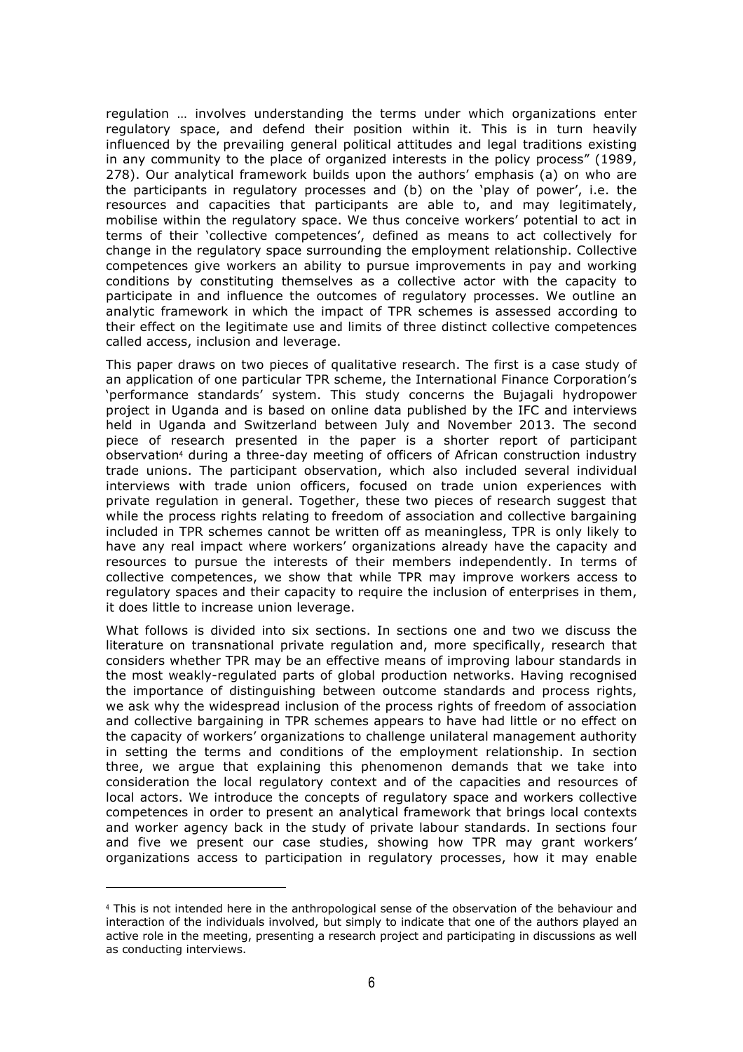regulation … involves understanding the terms under which organizations enter regulatory space, and defend their position within it. This is in turn heavily influenced by the prevailing general political attitudes and legal traditions existing in any community to the place of organized interests in the policy process" (1989, 278). Our analytical framework builds upon the authors' emphasis (a) on who are the participants in regulatory processes and (b) on the 'play of power', i.e. the resources and capacities that participants are able to, and may legitimately, mobilise within the regulatory space. We thus conceive workers' potential to act in terms of their 'collective competences', defined as means to act collectively for change in the regulatory space surrounding the employment relationship. Collective competences give workers an ability to pursue improvements in pay and working conditions by constituting themselves as a collective actor with the capacity to participate in and influence the outcomes of regulatory processes. We outline an analytic framework in which the impact of TPR schemes is assessed according to their effect on the legitimate use and limits of three distinct collective competences called access, inclusion and leverage.

This paper draws on two pieces of qualitative research. The first is a case study of an application of one particular TPR scheme, the International Finance Corporation's 'performance standards' system. This study concerns the Bujagali hydropower project in Uganda and is based on online data published by the IFC and interviews held in Uganda and Switzerland between July and November 2013. The second piece of research presented in the paper is a shorter report of participant observation[4] during a three-day meeting of officers of African construction industry trade unions. The participant observation, which also included several individual interviews with trade union officers, focused on trade union experiences with private regulation in general. Together, these two pieces of research suggest that while the process rights relating to freedom of association and collective bargaining included in TPR schemes cannot be written off as meaningless, TPR is only likely to have any real impact where workers' organizations already have the capacity and resources to pursue the interests of their members independently. In terms of collective competences, we show that while TPR may improve workers access to regulatory spaces and their capacity to require the inclusion of enterprises in them, it does little to increase union leverage.

What follows is divided into six sections. In sections one and two we discuss the literature on transnational private regulation and, more specifically, research that considers whether TPR may be an effective means of improving labour standards in the most weakly-regulated parts of global production networks. Having recognised the importance of distinguishing between outcome standards and process rights, we ask why the widespread inclusion of the process rights of freedom of association and collective bargaining in TPR schemes appears to have had little or no effect on the capacity of workers' organizations to challenge unilateral management authority in setting the terms and conditions of the employment relationship. In section three, we argue that explaining this phenomenon demands that we take into consideration the local regulatory context and of the capacities and resources of local actors. We introduce the concepts of regulatory space and workers collective competences in order to present an analytical framework that brings local contexts and worker agency back in the study of private labour standards. In sections four and five we present our case studies, showing how TPR may grant workers' organizations access to participation in regulatory processes, how it may enable

[4] This is not intended here in the anthropological sense of the observation of the behaviour and interaction of the individuals involved, but simply to indicate that one of the authors played an active role in the meeting, presenting a research project and participating in discussions as well as conducting interviews.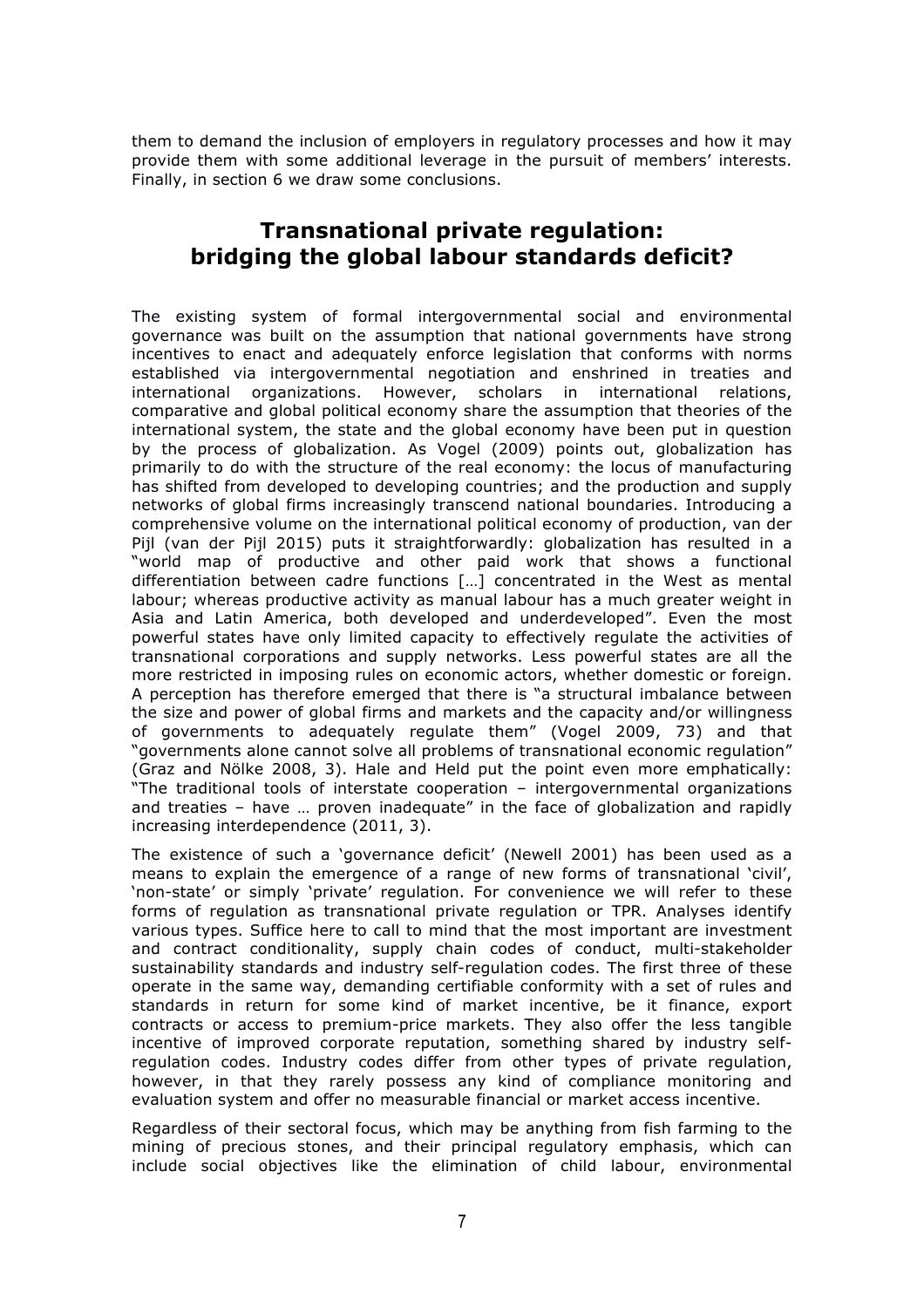them to demand the inclusion of employers in regulatory processes and how it may provide them with some additional leverage in the pursuit of members' interests. Finally, in section 6 we draw some conclusions.

## Transnational private regulation: bridging the global labour standards deficit?

The existing system of formal intergovernmental social and environmental governance was built on the assumption that national governments have strong incentives to enact and adequately enforce legislation that conforms with norms established via intergovernmental negotiation and enshrined in treaties and international organizations. However, scholars in international relations, comparative and global political economy share the assumption that theories of the international system, the state and the global economy have been put in question by the process of globalization. As Vogel (2009) points out, globalization has primarily to do with the structure of the real economy: the locus of manufacturing has shifted from developed to developing countries; and the production and supply networks of global firms increasingly transcend national boundaries. Introducing a comprehensive volume on the international political economy of production, van der Pijl (van der Pijl 2015) puts it straightforwardly: globalization has resulted in a "world map of productive and other paid work that shows a functional differentiation between cadre functions […] concentrated in the West as mental labour; whereas productive activity as manual labour has a much greater weight in Asia and Latin America, both developed and underdeveloped". Even the most powerful states have only limited capacity to effectively regulate the activities of transnational corporations and supply networks. Less powerful states are all the more restricted in imposing rules on economic actors, whether domestic or foreign. A perception has therefore emerged that there is "a structural imbalance between the size and power of global firms and markets and the capacity and/or willingness of governments to adequately regulate them" (Vogel 2009, 73) and that "governments alone cannot solve all problems of transnational economic regulation" (Graz and Nölke 2008, 3). Hale and Held put the point even more emphatically: "The traditional tools of interstate cooperation – intergovernmental organizations and treaties – have … proven inadequate" in the face of globalization and rapidly increasing interdependence (2011, 3).

The existence of such a 'governance deficit' (Newell 2001) has been used as a means to explain the emergence of a range of new forms of transnational 'civil', 'non-state' or simply 'private' regulation. For convenience we will refer to these forms of regulation as transnational private regulation or TPR. Analyses identify various types. Suffice here to call to mind that the most important are investment and contract conditionality, supply chain codes of conduct, multi-stakeholder sustainability standards and industry self-regulation codes. The first three of these operate in the same way, demanding certifiable conformity with a set of rules and standards in return for some kind of market incentive, be it finance, export contracts or access to premium-price markets. They also offer the less tangible incentive of improved corporate reputation, something shared by industry self-regulation codes. Industry codes differ from other types of private regulation, however, in that they rarely possess any kind of compliance monitoring and evaluation system and offer no measurable financial or market access incentive.

Regardless of their sectoral focus, which may be anything from fish farming to the mining of precious stones, and their principal regulatory emphasis, which can include social objectives like the elimination of child labour, environmental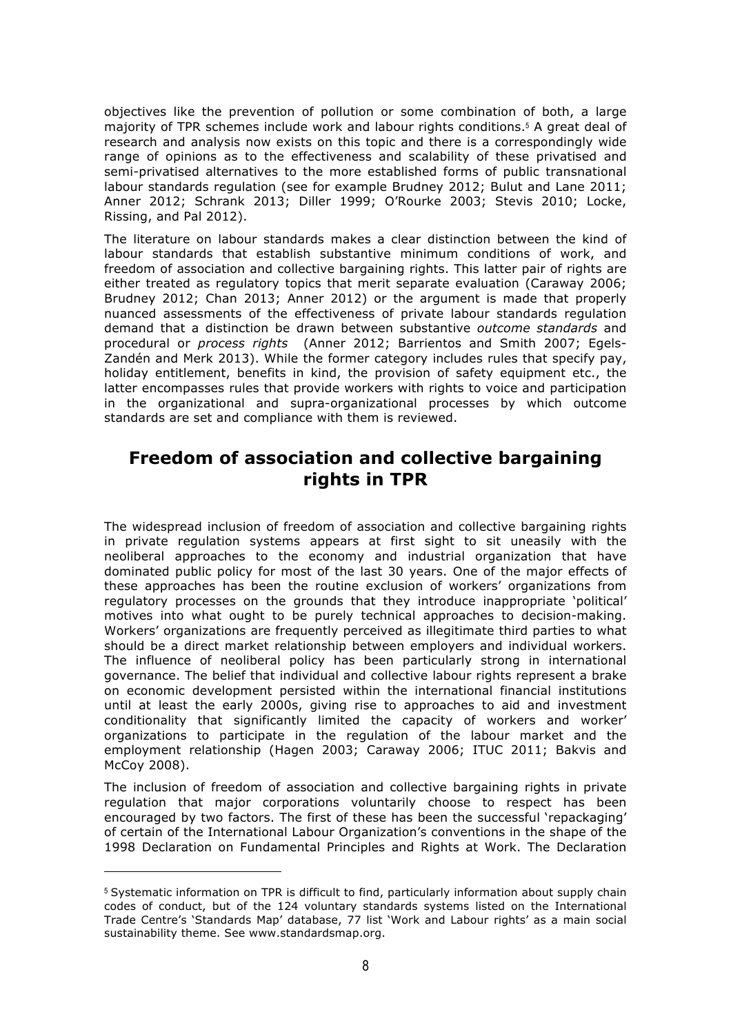objectives like the prevention of pollution or some combination of both, a large majority of TPR schemes include work and labour rights conditions.[5] A great deal of research and analysis now exists on this topic and there is a correspondingly wide range of opinions as to the effectiveness and scalability of these privatised and semi-privatised alternatives to the more established forms of public transnational labour standards regulation (see for example Brudney 2012; Bulut and Lane 2011; Anner 2012; Schrank 2013; Diller 1999; O'Rourke 2003; Stevis 2010; Locke, Rissing, and Pal 2012).

The literature on labour standards makes a clear distinction between the kind of labour standards that establish substantive minimum conditions of work, and freedom of association and collective bargaining rights. This latter pair of rights are either treated as regulatory topics that merit separate evaluation (Caraway 2006; Brudney 2012; Chan 2013; Anner 2012) or the argument is made that properly nuanced assessments of the effectiveness of private labour standards regulation demand that a distinction be drawn between substantive *outcome standards* and procedural or *process rights* (Anner 2012; Barrientos and Smith 2007; Egels-Zandén and Merk 2013). While the former category includes rules that specify pay, holiday entitlement, benefits in kind, the provision of safety equipment etc., the latter encompasses rules that provide workers with rights to voice and participation in the organizational and supra-organizational processes by which outcome standards are set and compliance with them is reviewed.

## Freedom of association and collective bargaining rights in TPR

The widespread inclusion of freedom of association and collective bargaining rights in private regulation systems appears at first sight to sit uneasily with the neoliberal approaches to the economy and industrial organization that have dominated public policy for most of the last 30 years. One of the major effects of these approaches has been the routine exclusion of workers' organizations from regulatory processes on the grounds that they introduce inappropriate 'political' motives into what ought to be purely technical approaches to decision-making. Workers' organizations are frequently perceived as illegitimate third parties to what should be a direct market relationship between employers and individual workers. The influence of neoliberal policy has been particularly strong in international governance. The belief that individual and collective labour rights represent a brake on economic development persisted within the international financial institutions until at least the early 2000s, giving rise to approaches to aid and investment conditionality that significantly limited the capacity of workers and worker' organizations to participate in the regulation of the labour market and the employment relationship (Hagen 2003; Caraway 2006; ITUC 2011; Bakvis and McCoy 2008).

The inclusion of freedom of association and collective bargaining rights in private regulation that major corporations voluntarily choose to respect has been encouraged by two factors. The first of these has been the successful 'repackaging' of certain of the International Labour Organization's conventions in the shape of the 1998 Declaration on Fundamental Principles and Rights at Work. The Declaration

[5] Systematic information on TPR is difficult to find, particularly information about supply chain codes of conduct, but of the 124 voluntary standards systems listed on the International Trade Centre's 'Standards Map' database, 77 list 'Work and Labour rights' as a main social sustainability theme. See www.standardsmap.org.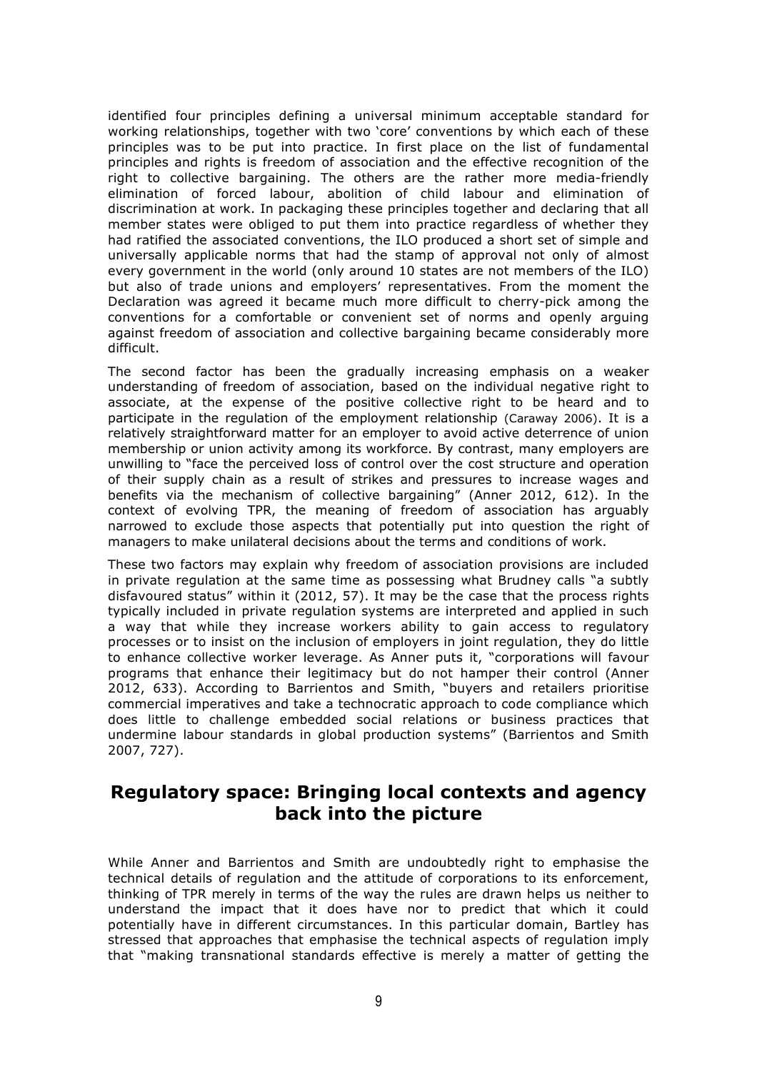identified four principles defining a universal minimum acceptable standard for working relationships, together with two 'core' conventions by which each of these principles was to be put into practice. In first place on the list of fundamental principles and rights is freedom of association and the effective recognition of the right to collective bargaining. The others are the rather more media-friendly elimination of forced labour, abolition of child labour and elimination of discrimination at work. In packaging these principles together and declaring that all member states were obliged to put them into practice regardless of whether they had ratified the associated conventions, the ILO produced a short set of simple and universally applicable norms that had the stamp of approval not only of almost every government in the world (only around 10 states are not members of the ILO) but also of trade unions and employers' representatives. From the moment the Declaration was agreed it became much more difficult to cherry-pick among the conventions for a comfortable or convenient set of norms and openly arguing against freedom of association and collective bargaining became considerably more difficult.

The second factor has been the gradually increasing emphasis on a weaker understanding of freedom of association, based on the individual negative right to associate, at the expense of the positive collective right to be heard and to participate in the regulation of the employment relationship (Caraway 2006). It is a relatively straightforward matter for an employer to avoid active deterrence of union membership or union activity among its workforce. By contrast, many employers are unwilling to "face the perceived loss of control over the cost structure and operation of their supply chain as a result of strikes and pressures to increase wages and benefits via the mechanism of collective bargaining" (Anner 2012, 612). In the context of evolving TPR, the meaning of freedom of association has arguably narrowed to exclude those aspects that potentially put into question the right of managers to make unilateral decisions about the terms and conditions of work.

These two factors may explain why freedom of association provisions are included in private regulation at the same time as possessing what Brudney calls "a subtly disfavoured status" within it (2012, 57). It may be the case that the process rights typically included in private regulation systems are interpreted and applied in such a way that while they increase workers ability to gain access to regulatory processes or to insist on the inclusion of employers in joint regulation, they do little to enhance collective worker leverage. As Anner puts it, "corporations will favour programs that enhance their legitimacy but do not hamper their control (Anner 2012, 633). According to Barrientos and Smith, "buyers and retailers prioritise commercial imperatives and take a technocratic approach to code compliance which does little to challenge embedded social relations or business practices that undermine labour standards in global production systems" (Barrientos and Smith 2007, 727).

## Regulatory space: Bringing local contexts and agency back into the picture

While Anner and Barrientos and Smith are undoubtedly right to emphasise the technical details of regulation and the attitude of corporations to its enforcement, thinking of TPR merely in terms of the way the rules are drawn helps us neither to understand the impact that it does have nor to predict that which it could potentially have in different circumstances. In this particular domain, Bartley has stressed that approaches that emphasise the technical aspects of regulation imply that "making transnational standards effective is merely a matter of getting the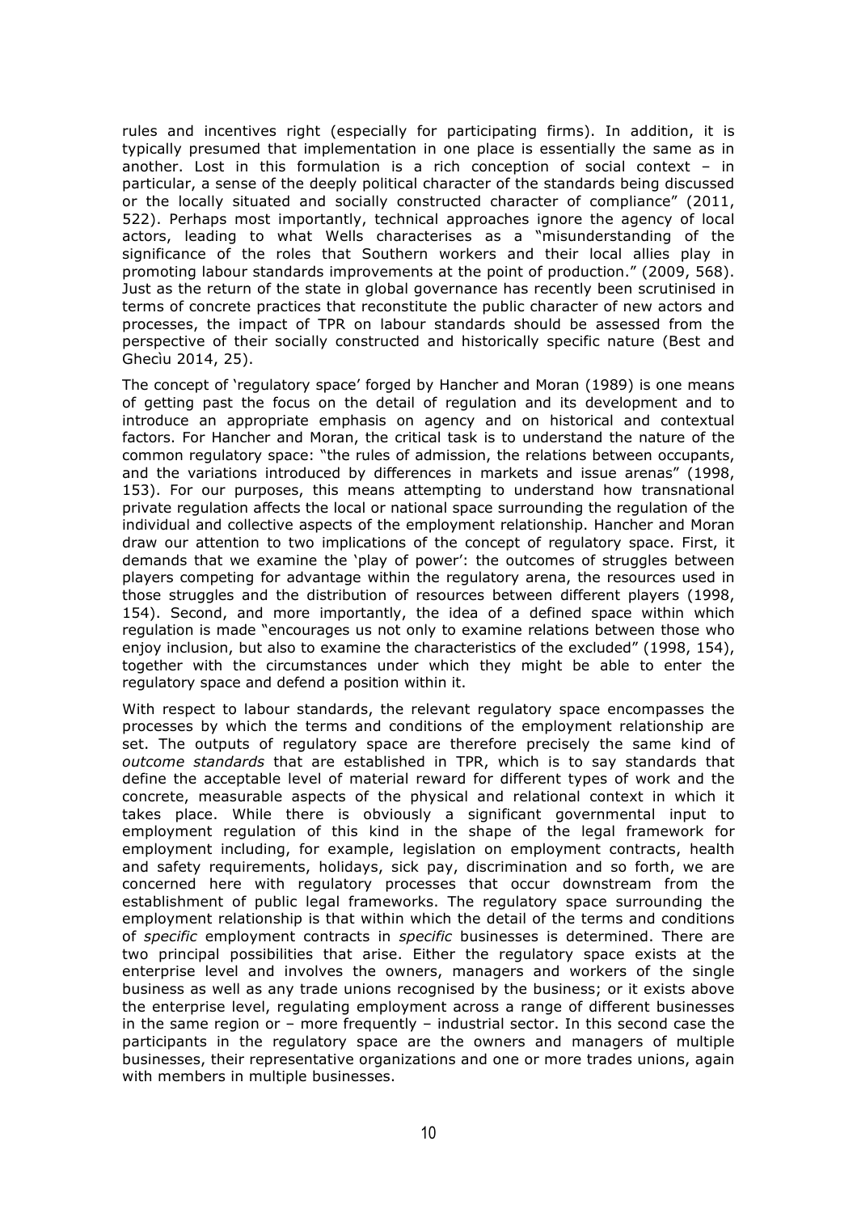rules and incentives right (especially for participating firms). In addition, it is typically presumed that implementation in one place is essentially the same as in another. Lost in this formulation is a rich conception of social context – in particular, a sense of the deeply political character of the standards being discussed or the locally situated and socially constructed character of compliance" (2011, 522). Perhaps most importantly, technical approaches ignore the agency of local actors, leading to what Wells characterises as a "misunderstanding of the significance of the roles that Southern workers and their local allies play in promoting labour standards improvements at the point of production." (2009, 568). Just as the return of the state in global governance has recently been scrutinised in terms of concrete practices that reconstitute the public character of new actors and processes, the impact of TPR on labour standards should be assessed from the perspective of their socially constructed and historically specific nature (Best and Gheciu 2014, 25).

The concept of 'regulatory space' forged by Hancher and Moran (1989) is one means of getting past the focus on the detail of regulation and its development and to introduce an appropriate emphasis on agency and on historical and contextual factors. For Hancher and Moran, the critical task is to understand the nature of the common regulatory space: "the rules of admission, the relations between occupants, and the variations introduced by differences in markets and issue arenas" (1998, 153). For our purposes, this means attempting to understand how transnational private regulation affects the local or national space surrounding the regulation of the individual and collective aspects of the employment relationship. Hancher and Moran draw our attention to two implications of the concept of regulatory space. First, it demands that we examine the 'play of power': the outcomes of struggles between players competing for advantage within the regulatory arena, the resources used in those struggles and the distribution of resources between different players (1998, 154). Second, and more importantly, the idea of a defined space within which regulation is made "encourages us not only to examine relations between those who enjoy inclusion, but also to examine the characteristics of the excluded" (1998, 154), together with the circumstances under which they might be able to enter the regulatory space and defend a position within it.

With respect to labour standards, the relevant regulatory space encompasses the processes by which the terms and conditions of the employment relationship are set. The outputs of regulatory space are therefore precisely the same kind of *outcome standards* that are established in TPR, which is to say standards that define the acceptable level of material reward for different types of work and the concrete, measurable aspects of the physical and relational context in which it takes place. While there is obviously a significant governmental input to employment regulation of this kind in the shape of the legal framework for employment including, for example, legislation on employment contracts, health and safety requirements, holidays, sick pay, discrimination and so forth, we are concerned here with regulatory processes that occur downstream from the establishment of public legal frameworks. The regulatory space surrounding the employment relationship is that within which the detail of the terms and conditions of *specific* employment contracts in *specific* businesses is determined. There are two principal possibilities that arise. Either the regulatory space exists at the enterprise level and involves the owners, managers and workers of the single business as well as any trade unions recognised by the business; or it exists above the enterprise level, regulating employment across a range of different businesses in the same region or – more frequently – industrial sector. In this second case the participants in the regulatory space are the owners and managers of multiple businesses, their representative organizations and one or more trades unions, again with members in multiple businesses.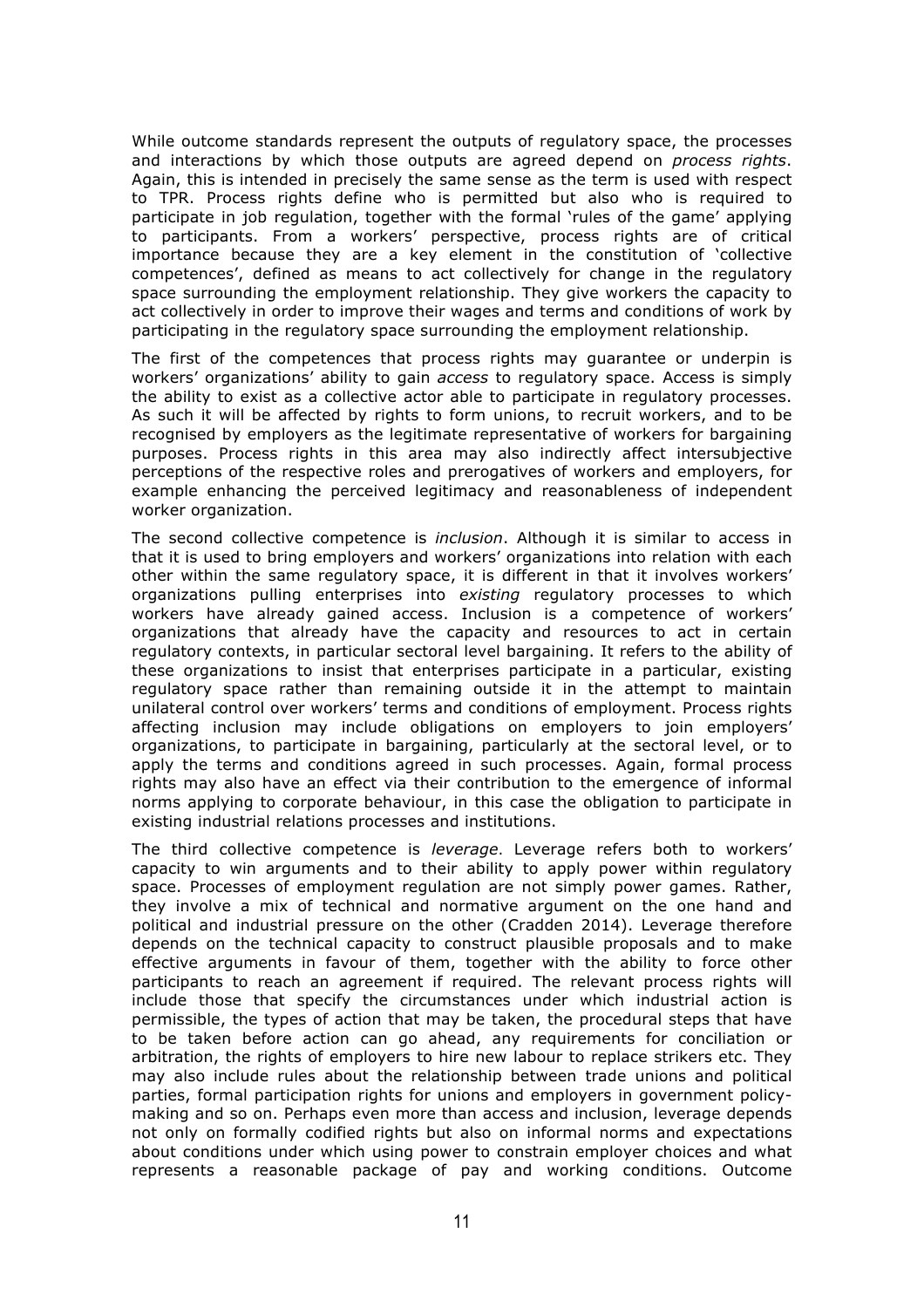While outcome standards represent the outputs of regulatory space, the processes and interactions by which those outputs are agreed depend on *process rights*. Again, this is intended in precisely the same sense as the term is used with respect to TPR. Process rights define who is permitted but also who is required to participate in job regulation, together with the formal 'rules of the game' applying to participants. From a workers' perspective, process rights are of critical importance because they are a key element in the constitution of 'collective competences', defined as means to act collectively for change in the regulatory space surrounding the employment relationship. They give workers the capacity to act collectively in order to improve their wages and terms and conditions of work by participating in the regulatory space surrounding the employment relationship.

The first of the competences that process rights may guarantee or underpin is workers' organizations' ability to gain *access* to regulatory space. Access is simply the ability to exist as a collective actor able to participate in regulatory processes. As such it will be affected by rights to form unions, to recruit workers, and to be recognised by employers as the legitimate representative of workers for bargaining purposes. Process rights in this area may also indirectly affect intersubjective perceptions of the respective roles and prerogatives of workers and employers, for example enhancing the perceived legitimacy and reasonableness of independent worker organization.

The second collective competence is *inclusion*. Although it is similar to access in that it is used to bring employers and workers' organizations into relation with each other within the same regulatory space, it is different in that it involves workers' organizations pulling enterprises into *existing* regulatory processes to which workers have already gained access. Inclusion is a competence of workers' organizations that already have the capacity and resources to act in certain regulatory contexts, in particular sectoral level bargaining. It refers to the ability of these organizations to insist that enterprises participate in a particular, existing regulatory space rather than remaining outside it in the attempt to maintain unilateral control over workers' terms and conditions of employment. Process rights affecting inclusion may include obligations on employers to join employers' organizations, to participate in bargaining, particularly at the sectoral level, or to apply the terms and conditions agreed in such processes. Again, formal process rights may also have an effect via their contribution to the emergence of informal norms applying to corporate behaviour, in this case the obligation to participate in existing industrial relations processes and institutions.

The third collective competence is *leverage*. Leverage refers both to workers' capacity to win arguments and to their ability to apply power within regulatory space. Processes of employment regulation are not simply power games. Rather, they involve a mix of technical and normative argument on the one hand and political and industrial pressure on the other (Cradden 2014). Leverage therefore depends on the technical capacity to construct plausible proposals and to make effective arguments in favour of them, together with the ability to force other participants to reach an agreement if required. The relevant process rights will include those that specify the circumstances under which industrial action is permissible, the types of action that may be taken, the procedural steps that have to be taken before action can go ahead, any requirements for conciliation or arbitration, the rights of employers to hire new labour to replace strikers etc. They may also include rules about the relationship between trade unions and political parties, formal participation rights for unions and employers in government policy-making and so on. Perhaps even more than access and inclusion, leverage depends not only on formally codified rights but also on informal norms and expectations about conditions under which using power to constrain employer choices and what represents a reasonable package of pay and working conditions. Outcome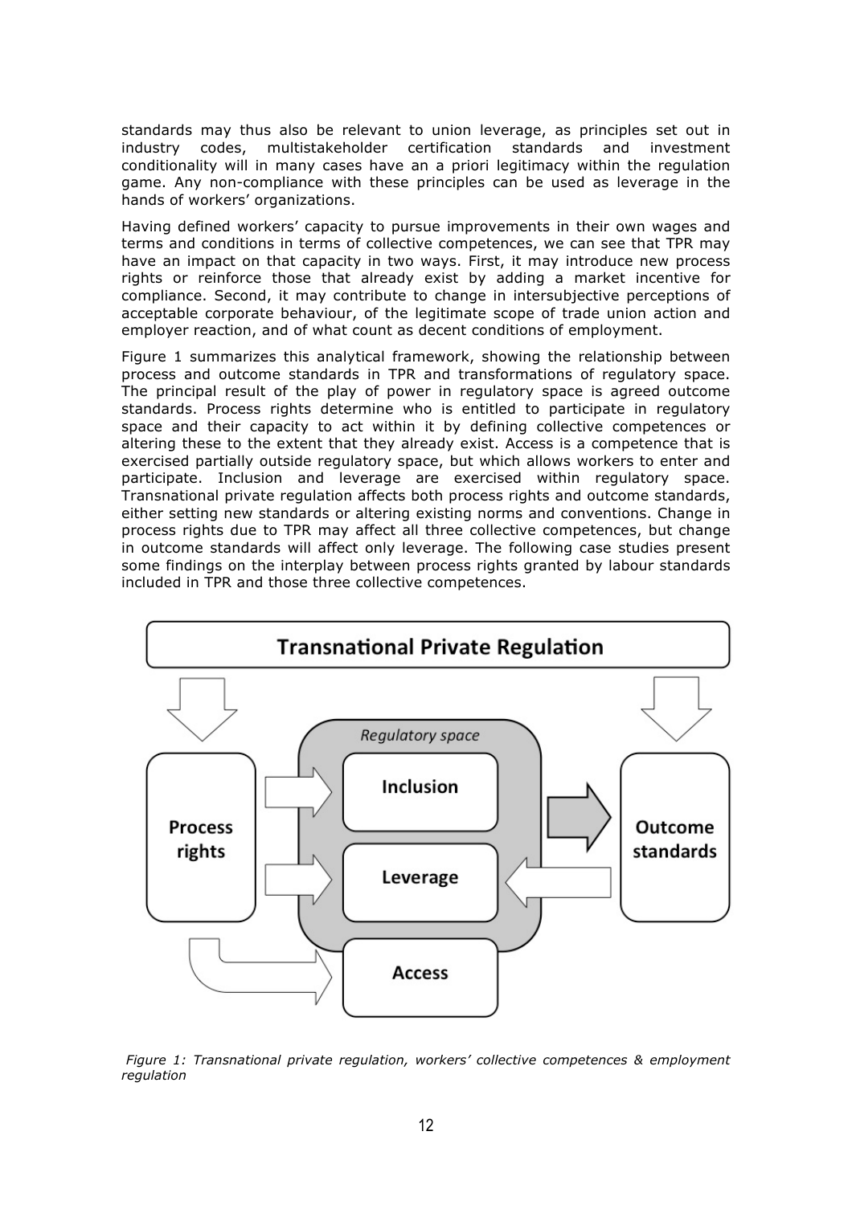standards may thus also be relevant to union leverage, as principles set out in industry codes, multistakeholder certification standards and investment conditionality will in many cases have an a priori legitimacy within the regulation game. Any non-compliance with these principles can be used as leverage in the hands of workers' organizations.

Having defined workers' capacity to pursue improvements in their own wages and terms and conditions in terms of collective competences, we can see that TPR may have an impact on that capacity in two ways. First, it may introduce new process rights or reinforce those that already exist by adding a market incentive for compliance. Second, it may contribute to change in intersubjective perceptions of acceptable corporate behaviour, of the legitimate scope of trade union action and employer reaction, and of what count as decent conditions of employment.

Figure 1 summarizes this analytical framework, showing the relationship between process and outcome standards in TPR and transformations of regulatory space. The principal result of the play of power in regulatory space is agreed outcome standards. Process rights determine who is entitled to participate in regulatory space and their capacity to act within it by defining collective competences or altering these to the extent that they already exist. Access is a competence that is exercised partially outside regulatory space, but which allows workers to enter and participate. Inclusion and leverage are exercised within regulatory space. Transnational private regulation affects both process rights and outcome standards, either setting new standards or altering existing norms and conventions. Change in process rights due to TPR may affect all three collective competences, but change in outcome standards will affect only leverage. The following case studies present some findings on the interplay between process rights granted by labour standards included in TPR and those three collective competences.

*Figure 1: Transnational private regulation, workers' collective competences & employment regulation*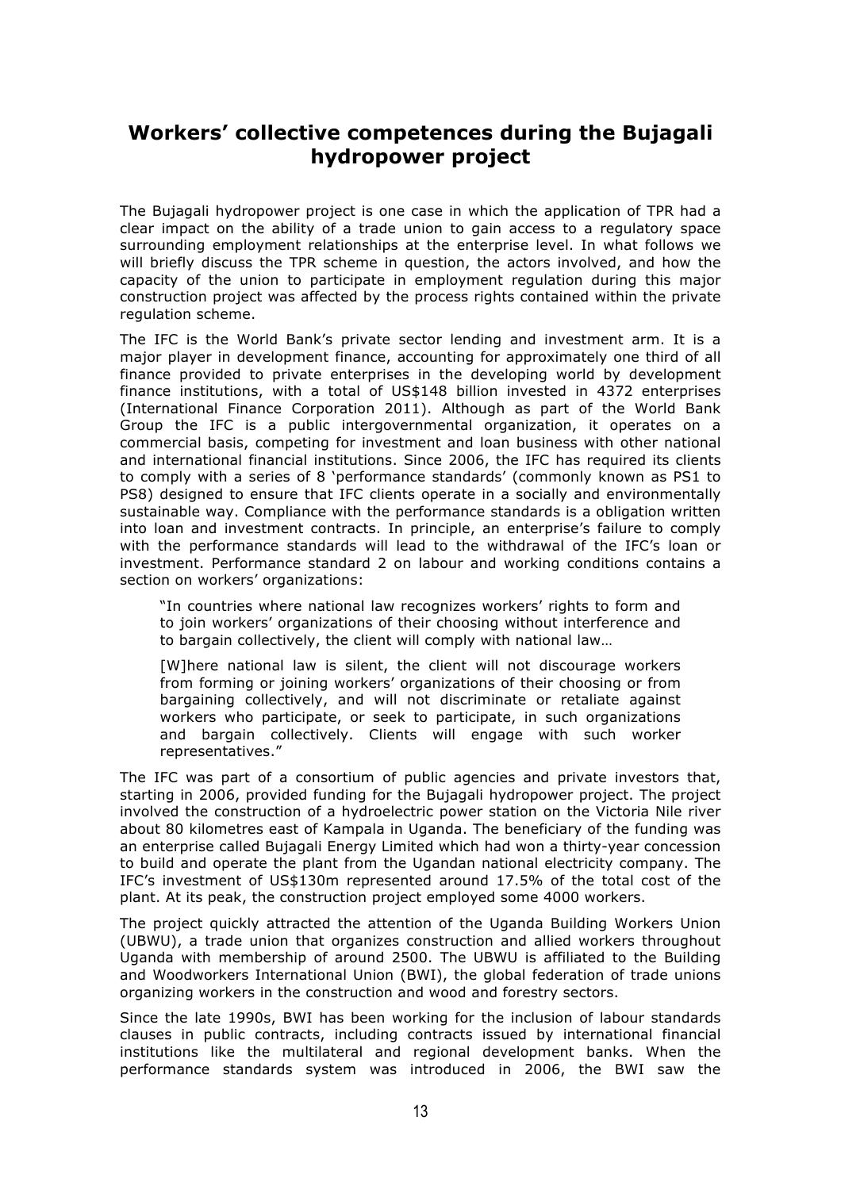## Workers' collective competences during the Bujagali hydropower project

The Bujagali hydropower project is one case in which the application of TPR had a clear impact on the ability of a trade union to gain access to a regulatory space surrounding employment relationships at the enterprise level. In what follows we will briefly discuss the TPR scheme in question, the actors involved, and how the capacity of the union to participate in employment regulation during this major construction project was affected by the process rights contained within the private regulation scheme.

The IFC is the World Bank's private sector lending and investment arm. It is a major player in development finance, accounting for approximately one third of all finance provided to private enterprises in the developing world by development finance institutions, with a total of US$148 billion invested in 4372 enterprises (International Finance Corporation 2011). Although as part of the World Bank Group the IFC is a public intergovernmental organization, it operates on a commercial basis, competing for investment and loan business with other national and international financial institutions. Since 2006, the IFC has required its clients to comply with a series of 8 'performance standards' (commonly known as PS1 to PS8) designed to ensure that IFC clients operate in a socially and environmentally sustainable way. Compliance with the performance standards is a obligation written into loan and investment contracts. In principle, an enterprise's failure to comply with the performance standards will lead to the withdrawal of the IFC's loan or investment. Performance standard 2 on labour and working conditions contains a section on workers' organizations:

> "In countries where national law recognizes workers' rights to form and to join workers' organizations of their choosing without interference and to bargain collectively, the client will comply with national law…
>
> [W]here national law is silent, the client will not discourage workers from forming or joining workers' organizations of their choosing or from bargaining collectively, and will not discriminate or retaliate against workers who participate, or seek to participate, in such organizations and bargain collectively. Clients will engage with such worker representatives."

The IFC was part of a consortium of public agencies and private investors that, starting in 2006, provided funding for the Bujagali hydropower project. The project involved the construction of a hydroelectric power station on the Victoria Nile river about 80 kilometres east of Kampala in Uganda. The beneficiary of the funding was an enterprise called Bujagali Energy Limited which had won a thirty-year concession to build and operate the plant from the Ugandan national electricity company. The IFC's investment of US$130m represented around 17.5% of the total cost of the plant. At its peak, the construction project employed some 4000 workers.

The project quickly attracted the attention of the Uganda Building Workers Union (UBWU), a trade union that organizes construction and allied workers throughout Uganda with membership of around 2500. The UBWU is affiliated to the Building and Woodworkers International Union (BWI), the global federation of trade unions organizing workers in the construction and wood and forestry sectors.

Since the late 1990s, BWI has been working for the inclusion of labour standards clauses in public contracts, including contracts issued by international financial institutions like the multilateral and regional development banks. When the performance standards system was introduced in 2006, the BWI saw the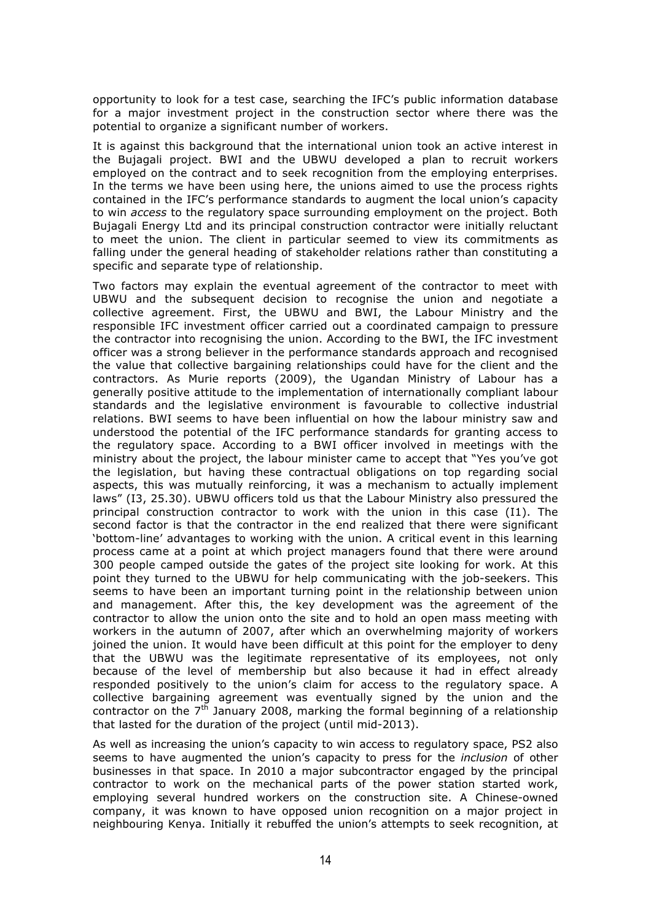opportunity to look for a test case, searching the IFC's public information database for a major investment project in the construction sector where there was the potential to organize a significant number of workers.

It is against this background that the international union took an active interest in the Bujagali project. BWI and the UBWU developed a plan to recruit workers employed on the contract and to seek recognition from the employing enterprises. In the terms we have been using here, the unions aimed to use the process rights contained in the IFC's performance standards to augment the local union's capacity to win *access* to the regulatory space surrounding employment on the project. Both Bujagali Energy Ltd and its principal construction contractor were initially reluctant to meet the union. The client in particular seemed to view its commitments as falling under the general heading of stakeholder relations rather than constituting a specific and separate type of relationship.

Two factors may explain the eventual agreement of the contractor to meet with UBWU and the subsequent decision to recognise the union and negotiate a collective agreement. First, the UBWU and BWI, the Labour Ministry and the responsible IFC investment officer carried out a coordinated campaign to pressure the contractor into recognising the union. According to the BWI, the IFC investment officer was a strong believer in the performance standards approach and recognised the value that collective bargaining relationships could have for the client and the contractors. As Murie reports (2009), the Ugandan Ministry of Labour has a generally positive attitude to the implementation of internationally compliant labour standards and the legislative environment is favourable to collective industrial relations. BWI seems to have been influential on how the labour ministry saw and understood the potential of the IFC performance standards for granting access to the regulatory space. According to a BWI officer involved in meetings with the ministry about the project, the labour minister came to accept that "Yes you've got the legislation, but having these contractual obligations on top regarding social aspects, this was mutually reinforcing, it was a mechanism to actually implement laws" (I3, 25.30). UBWU officers told us that the Labour Ministry also pressured the principal construction contractor to work with the union in this case (I1). The second factor is that the contractor in the end realized that there were significant 'bottom-line' advantages to working with the union. A critical event in this learning process came at a point at which project managers found that there were around 300 people camped outside the gates of the project site looking for work. At this point they turned to the UBWU for help communicating with the job-seekers. This seems to have been an important turning point in the relationship between union and management. After this, the key development was the agreement of the contractor to allow the union onto the site and to hold an open mass meeting with workers in the autumn of 2007, after which an overwhelming majority of workers joined the union. It would have been difficult at this point for the employer to deny that the UBWU was the legitimate representative of its employees, not only because of the level of membership but also because it had in effect already responded positively to the union's claim for access to the regulatory space. A collective bargaining agreement was eventually signed by the union and the contractor on the 7th January 2008, marking the formal beginning of a relationship that lasted for the duration of the project (until mid-2013).

As well as increasing the union's capacity to win access to regulatory space, PS2 also seems to have augmented the union's capacity to press for the *inclusion* of other businesses in that space. In 2010 a major subcontractor engaged by the principal contractor to work on the mechanical parts of the power station started work, employing several hundred workers on the construction site. A Chinese-owned company, it was known to have opposed union recognition on a major project in neighbouring Kenya. Initially it rebuffed the union's attempts to seek recognition, at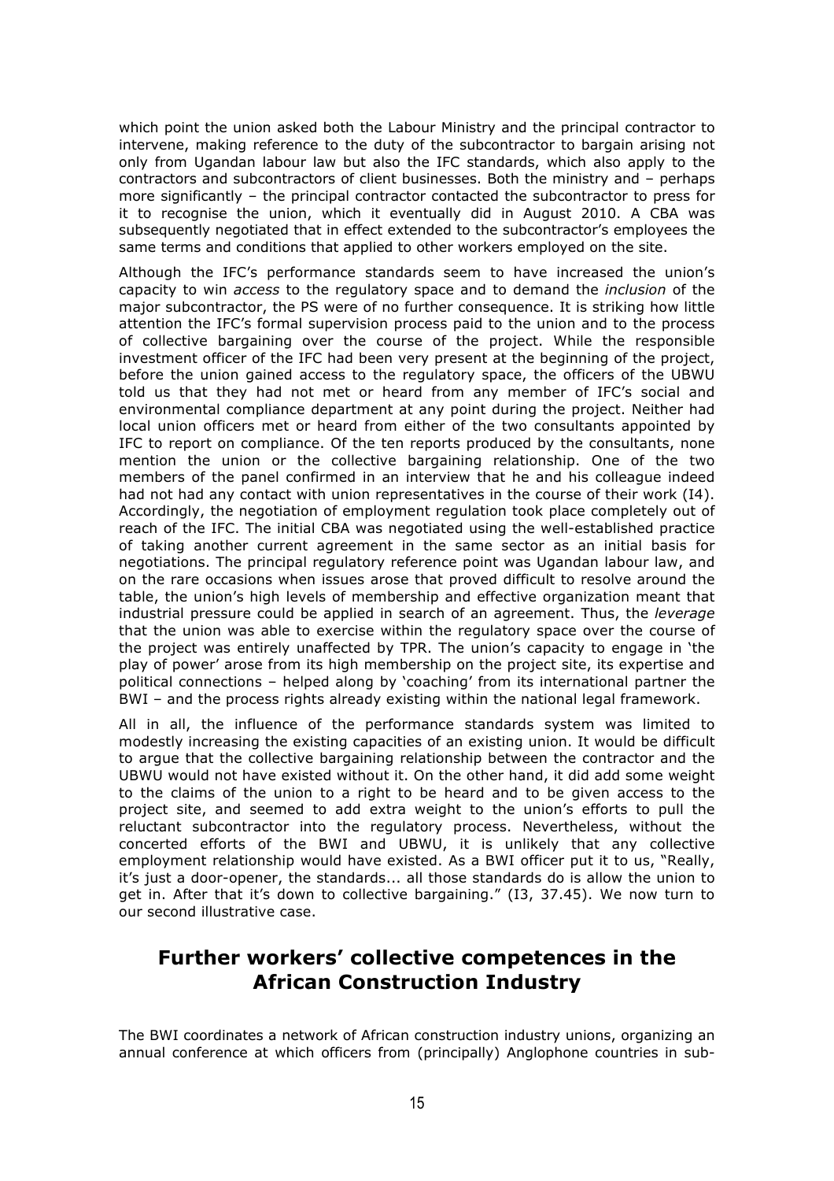which point the union asked both the Labour Ministry and the principal contractor to intervene, making reference to the duty of the subcontractor to bargain arising not only from Ugandan labour law but also the IFC standards, which also apply to the contractors and subcontractors of client businesses. Both the ministry and – perhaps more significantly – the principal contractor contacted the subcontractor to press for it to recognise the union, which it eventually did in August 2010. A CBA was subsequently negotiated that in effect extended to the subcontractor's employees the same terms and conditions that applied to other workers employed on the site.

Although the IFC's performance standards seem to have increased the union's capacity to win *access* to the regulatory space and to demand the *inclusion* of the major subcontractor, the PS were of no further consequence. It is striking how little attention the IFC's formal supervision process paid to the union and to the process of collective bargaining over the course of the project. While the responsible investment officer of the IFC had been very present at the beginning of the project, before the union gained access to the regulatory space, the officers of the UBWU told us that they had not met or heard from any member of IFC's social and environmental compliance department at any point during the project. Neither had local union officers met or heard from either of the two consultants appointed by IFC to report on compliance. Of the ten reports produced by the consultants, none mention the union or the collective bargaining relationship. One of the two members of the panel confirmed in an interview that he and his colleague indeed had not had any contact with union representatives in the course of their work (I4). Accordingly, the negotiation of employment regulation took place completely out of reach of the IFC. The initial CBA was negotiated using the well-established practice of taking another current agreement in the same sector as an initial basis for negotiations. The principal regulatory reference point was Ugandan labour law, and on the rare occasions when issues arose that proved difficult to resolve around the table, the union's high levels of membership and effective organization meant that industrial pressure could be applied in search of an agreement. Thus, the *leverage* that the union was able to exercise within the regulatory space over the course of the project was entirely unaffected by TPR. The union's capacity to engage in 'the play of power' arose from its high membership on the project site, its expertise and political connections – helped along by 'coaching' from its international partner the BWI – and the process rights already existing within the national legal framework.

All in all, the influence of the performance standards system was limited to modestly increasing the existing capacities of an existing union. It would be difficult to argue that the collective bargaining relationship between the contractor and the UBWU would not have existed without it. On the other hand, it did add some weight to the claims of the union to a right to be heard and to be given access to the project site, and seemed to add extra weight to the union's efforts to pull the reluctant subcontractor into the regulatory process. Nevertheless, without the concerted efforts of the BWI and UBWU, it is unlikely that any collective employment relationship would have existed. As a BWI officer put it to us, "Really, it's just a door-opener, the standards... all those standards do is allow the union to get in. After that it's down to collective bargaining." (I3, 37.45). We now turn to our second illustrative case.

## Further workers' collective competences in the African Construction Industry

The BWI coordinates a network of African construction industry unions, organizing an annual conference at which officers from (principally) Anglophone countries in sub-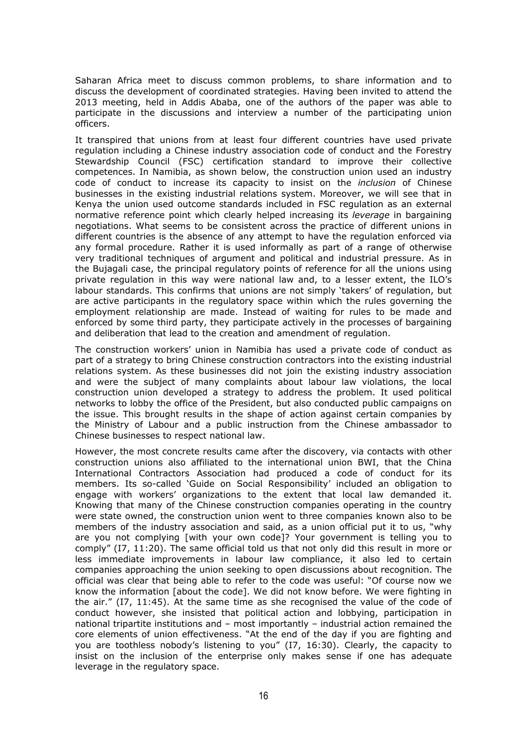Saharan Africa meet to discuss common problems, to share information and to discuss the development of coordinated strategies. Having been invited to attend the 2013 meeting, held in Addis Ababa, one of the authors of the paper was able to participate in the discussions and interview a number of the participating union officers.

It transpired that unions from at least four different countries have used private regulation including a Chinese industry association code of conduct and the Forestry Stewardship Council (FSC) certification standard to improve their collective competences. In Namibia, as shown below, the construction union used an industry code of conduct to increase its capacity to insist on the *inclusion* of Chinese businesses in the existing industrial relations system. Moreover, we will see that in Kenya the union used outcome standards included in FSC regulation as an external normative reference point which clearly helped increasing its *leverage* in bargaining negotiations. What seems to be consistent across the practice of different unions in different countries is the absence of any attempt to have the regulation enforced via any formal procedure. Rather it is used informally as part of a range of otherwise very traditional techniques of argument and political and industrial pressure. As in the Bujagali case, the principal regulatory points of reference for all the unions using private regulation in this way were national law and, to a lesser extent, the ILO's labour standards. This confirms that unions are not simply 'takers' of regulation, but are active participants in the regulatory space within which the rules governing the employment relationship are made. Instead of waiting for rules to be made and enforced by some third party, they participate actively in the processes of bargaining and deliberation that lead to the creation and amendment of regulation.

The construction workers' union in Namibia has used a private code of conduct as part of a strategy to bring Chinese construction contractors into the existing industrial relations system. As these businesses did not join the existing industry association and were the subject of many complaints about labour law violations, the local construction union developed a strategy to address the problem. It used political networks to lobby the office of the President, but also conducted public campaigns on the issue. This brought results in the shape of action against certain companies by the Ministry of Labour and a public instruction from the Chinese ambassador to Chinese businesses to respect national law.

However, the most concrete results came after the discovery, via contacts with other construction unions also affiliated to the international union BWI, that the China International Contractors Association had produced a code of conduct for its members. Its so-called 'Guide on Social Responsibility' included an obligation to engage with workers' organizations to the extent that local law demanded it. Knowing that many of the Chinese construction companies operating in the country were state owned, the construction union went to three companies known also to be members of the industry association and said, as a union official put it to us, "why are you not complying [with your own code]? Your government is telling you to comply" (I7, 11:20). The same official told us that not only did this result in more or less immediate improvements in labour law compliance, it also led to certain companies approaching the union seeking to open discussions about recognition. The official was clear that being able to refer to the code was useful: "Of course now we know the information [about the code]. We did not know before. We were fighting in the air." (I7, 11:45). At the same time as she recognised the value of the code of conduct however, she insisted that political action and lobbying, participation in national tripartite institutions and – most importantly – industrial action remained the core elements of union effectiveness. "At the end of the day if you are fighting and you are toothless nobody's listening to you" (I7, 16:30). Clearly, the capacity to insist on the inclusion of the enterprise only makes sense if one has adequate leverage in the regulatory space.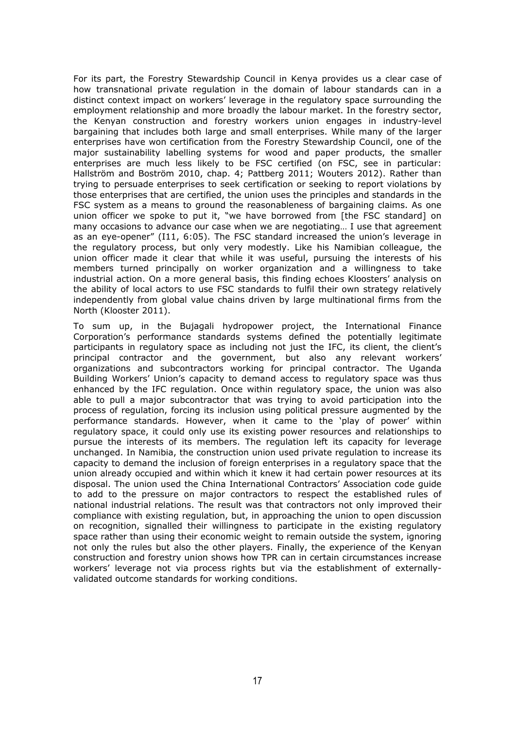For its part, the Forestry Stewardship Council in Kenya provides us a clear case of how transnational private regulation in the domain of labour standards can in a distinct context impact on workers' leverage in the regulatory space surrounding the employment relationship and more broadly the labour market. In the forestry sector, the Kenyan construction and forestry workers union engages in industry-level bargaining that includes both large and small enterprises. While many of the larger enterprises have won certification from the Forestry Stewardship Council, one of the major sustainability labelling systems for wood and paper products, the smaller enterprises are much less likely to be FSC certified (on FSC, see in particular: Hallström and Boström 2010, chap. 4; Pattberg 2011; Wouters 2012). Rather than trying to persuade enterprises to seek certification or seeking to report violations by those enterprises that are certified, the union uses the principles and standards in the FSC system as a means to ground the reasonableness of bargaining claims. As one union officer we spoke to put it, "we have borrowed from [the FSC standard] on many occasions to advance our case when we are negotiating… I use that agreement as an eye-opener" (I11, 6:05). The FSC standard increased the union's leverage in the regulatory process, but only very modestly. Like his Namibian colleague, the union officer made it clear that while it was useful, pursuing the interests of his members turned principally on worker organization and a willingness to take industrial action. On a more general basis, this finding echoes Kloosters' analysis on the ability of local actors to use FSC standards to fulfil their own strategy relatively independently from global value chains driven by large multinational firms from the North (Klooster 2011).

To sum up, in the Bujagali hydropower project, the International Finance Corporation's performance standards systems defined the potentially legitimate participants in regulatory space as including not just the IFC, its client, the client's principal contractor and the government, but also any relevant workers' organizations and subcontractors working for principal contractor. The Uganda Building Workers' Union's capacity to demand access to regulatory space was thus enhanced by the IFC regulation. Once within regulatory space, the union was also able to pull a major subcontractor that was trying to avoid participation into the process of regulation, forcing its inclusion using political pressure augmented by the performance standards. However, when it came to the 'play of power' within regulatory space, it could only use its existing power resources and relationships to pursue the interests of its members. The regulation left its capacity for leverage unchanged. In Namibia, the construction union used private regulation to increase its capacity to demand the inclusion of foreign enterprises in a regulatory space that the union already occupied and within which it knew it had certain power resources at its disposal. The union used the China International Contractors' Association code guide to add to the pressure on major contractors to respect the established rules of national industrial relations. The result was that contractors not only improved their compliance with existing regulation, but, in approaching the union to open discussion on recognition, signalled their willingness to participate in the existing regulatory space rather than using their economic weight to remain outside the system, ignoring not only the rules but also the other players. Finally, the experience of the Kenyan construction and forestry union shows how TPR can in certain circumstances increase workers' leverage not via process rights but via the establishment of externally-validated outcome standards for working conditions.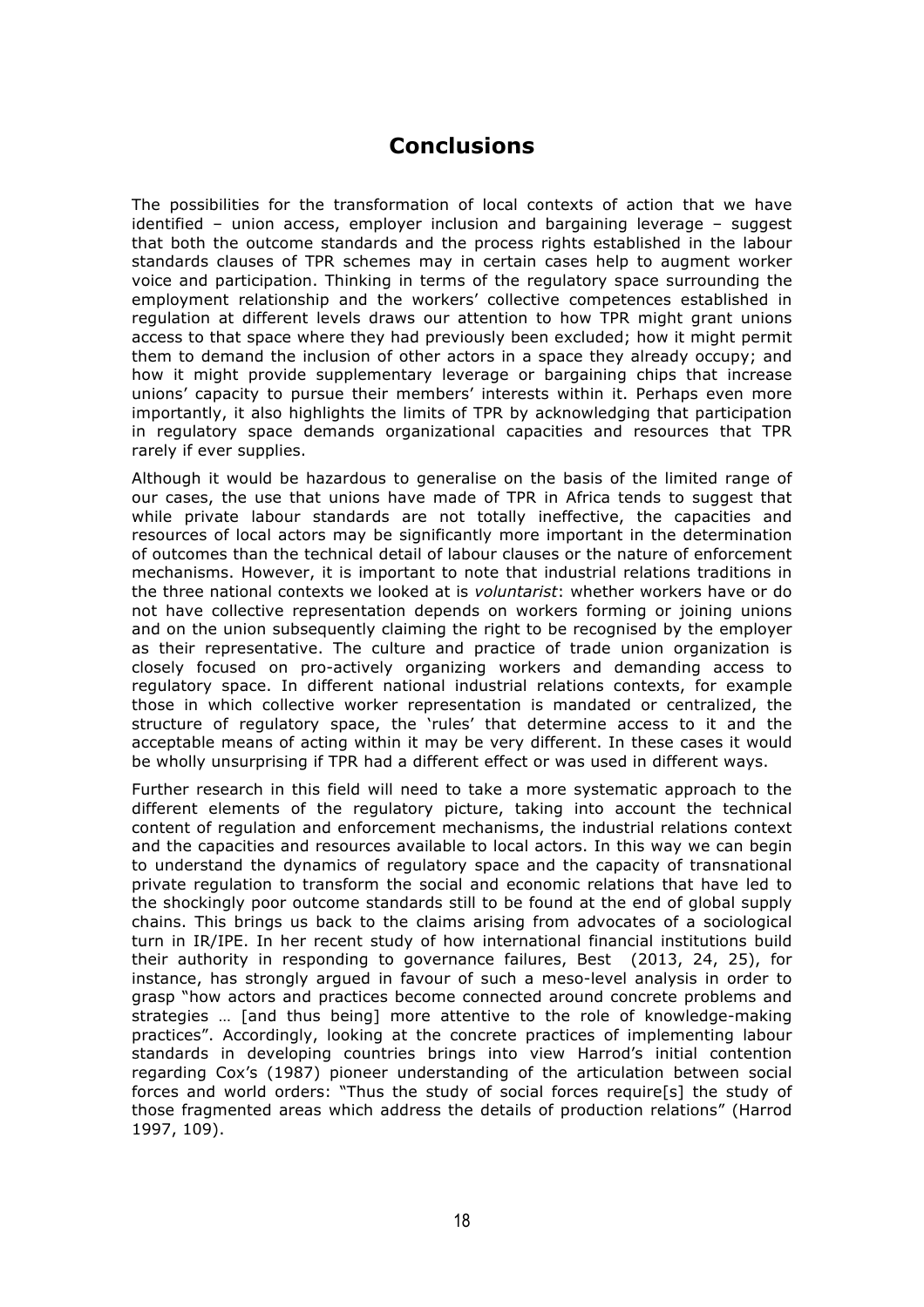# Conclusions

The possibilities for the transformation of local contexts of action that we have identified – union access, employer inclusion and bargaining leverage – suggest that both the outcome standards and the process rights established in the labour standards clauses of TPR schemes may in certain cases help to augment worker voice and participation. Thinking in terms of the regulatory space surrounding the employment relationship and the workers' collective competences established in regulation at different levels draws our attention to how TPR might grant unions access to that space where they had previously been excluded; how it might permit them to demand the inclusion of other actors in a space they already occupy; and how it might provide supplementary leverage or bargaining chips that increase unions' capacity to pursue their members' interests within it. Perhaps even more importantly, it also highlights the limits of TPR by acknowledging that participation in regulatory space demands organizational capacities and resources that TPR rarely if ever supplies.

Although it would be hazardous to generalise on the basis of the limited range of our cases, the use that unions have made of TPR in Africa tends to suggest that while private labour standards are not totally ineffective, the capacities and resources of local actors may be significantly more important in the determination of outcomes than the technical detail of labour clauses or the nature of enforcement mechanisms. However, it is important to note that industrial relations traditions in the three national contexts we looked at is *voluntarist*: whether workers have or do not have collective representation depends on workers forming or joining unions and on the union subsequently claiming the right to be recognised by the employer as their representative. The culture and practice of trade union organization is closely focused on pro-actively organizing workers and demanding access to regulatory space. In different national industrial relations contexts, for example those in which collective worker representation is mandated or centralized, the structure of regulatory space, the 'rules' that determine access to it and the acceptable means of acting within it may be very different. In these cases it would be wholly unsurprising if TPR had a different effect or was used in different ways.

Further research in this field will need to take a more systematic approach to the different elements of the regulatory picture, taking into account the technical content of regulation and enforcement mechanisms, the industrial relations context and the capacities and resources available to local actors. In this way we can begin to understand the dynamics of regulatory space and the capacity of transnational private regulation to transform the social and economic relations that have led to the shockingly poor outcome standards still to be found at the end of global supply chains. This brings us back to the claims arising from advocates of a sociological turn in IR/IPE. In her recent study of how international financial institutions build their authority in responding to governance failures, Best (2013, 24, 25), for instance, has strongly argued in favour of such a meso-level analysis in order to grasp "how actors and practices become connected around concrete problems and strategies … [and thus being] more attentive to the role of knowledge-making practices". Accordingly, looking at the concrete practices of implementing labour standards in developing countries brings into view Harrod's initial contention regarding Cox's (1987) pioneer understanding of the articulation between social forces and world orders: "Thus the study of social forces require[s] the study of those fragmented areas which address the details of production relations" (Harrod 1997, 109).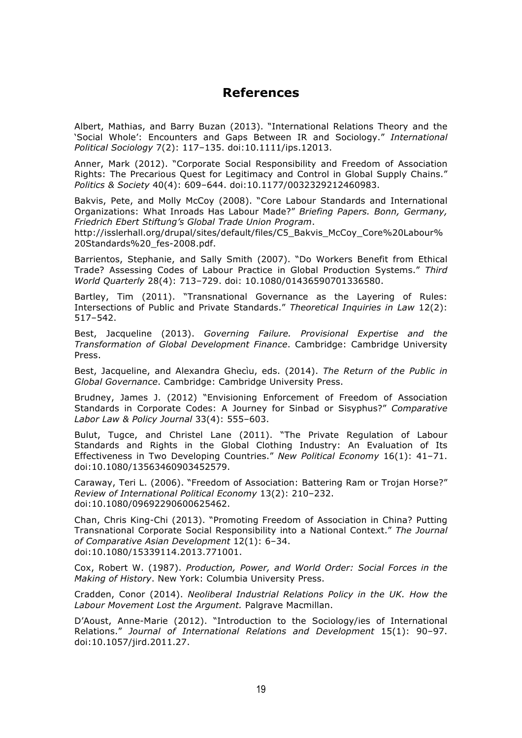# References

Albert, Mathias, and Barry Buzan (2013). "International Relations Theory and the 'Social Whole': Encounters and Gaps Between IR and Sociology." *International Political Sociology* 7(2): 117–135. doi:10.1111/ips.12013.

Anner, Mark (2012). "Corporate Social Responsibility and Freedom of Association Rights: The Precarious Quest for Legitimacy and Control in Global Supply Chains." *Politics & Society* 40(4): 609–644. doi:10.1177/0032329212460983.

Bakvis, Pete, and Molly McCoy (2008). "Core Labour Standards and International Organizations: What Inroads Has Labour Made?" *Briefing Papers. Bonn, Germany, Friedrich Ebert Stiftung's Global Trade Union Program*. http://isslerhall.org/drupal/sites/default/files/C5_Bakvis_McCoy_Core%20Labour%20Standards%20_fes-2008.pdf.

Barrientos, Stephanie, and Sally Smith (2007). "Do Workers Benefit from Ethical Trade? Assessing Codes of Labour Practice in Global Production Systems." *Third World Quarterly* 28(4): 713–729. doi: 10.1080/01436590701336580.

Bartley, Tim (2011). "Transnational Governance as the Layering of Rules: Intersections of Public and Private Standards." *Theoretical Inquiries in Law* 12(2): 517–542.

Best, Jacqueline (2013). *Governing Failure. Provisional Expertise and the Transformation of Global Development Finance*. Cambridge: Cambridge University Press.

Best, Jacqueline, and Alexandra Gheciu, eds. (2014). *The Return of the Public in Global Governance*. Cambridge: Cambridge University Press.

Brudney, James J. (2012) "Envisioning Enforcement of Freedom of Association Standards in Corporate Codes: A Journey for Sinbad or Sisyphus?" *Comparative Labor Law & Policy Journal* 33(4): 555–603.

Bulut, Tugce, and Christel Lane (2011). "The Private Regulation of Labour Standards and Rights in the Global Clothing Industry: An Evaluation of Its Effectiveness in Two Developing Countries." *New Political Economy* 16(1): 41–71. doi:10.1080/13563460903452579.

Caraway, Teri L. (2006). "Freedom of Association: Battering Ram or Trojan Horse?" *Review of International Political Economy* 13(2): 210–232. doi:10.1080/09692290600625462.

Chan, Chris King-Chi (2013). "Promoting Freedom of Association in China? Putting Transnational Corporate Social Responsibility into a National Context." *The Journal of Comparative Asian Development* 12(1): 6–34. doi:10.1080/15339114.2013.771001.

Cox, Robert W. (1987). *Production, Power, and World Order: Social Forces in the Making of History*. New York: Columbia University Press.

Cradden, Conor (2014). *Neoliberal Industrial Relations Policy in the UK. How the Labour Movement Lost the Argument.* Palgrave Macmillan.

D'Aoust, Anne-Marie (2012). "Introduction to the Sociology/ies of International Relations." *Journal of International Relations and Development* 15(1): 90–97. doi:10.1057/jird.2011.27.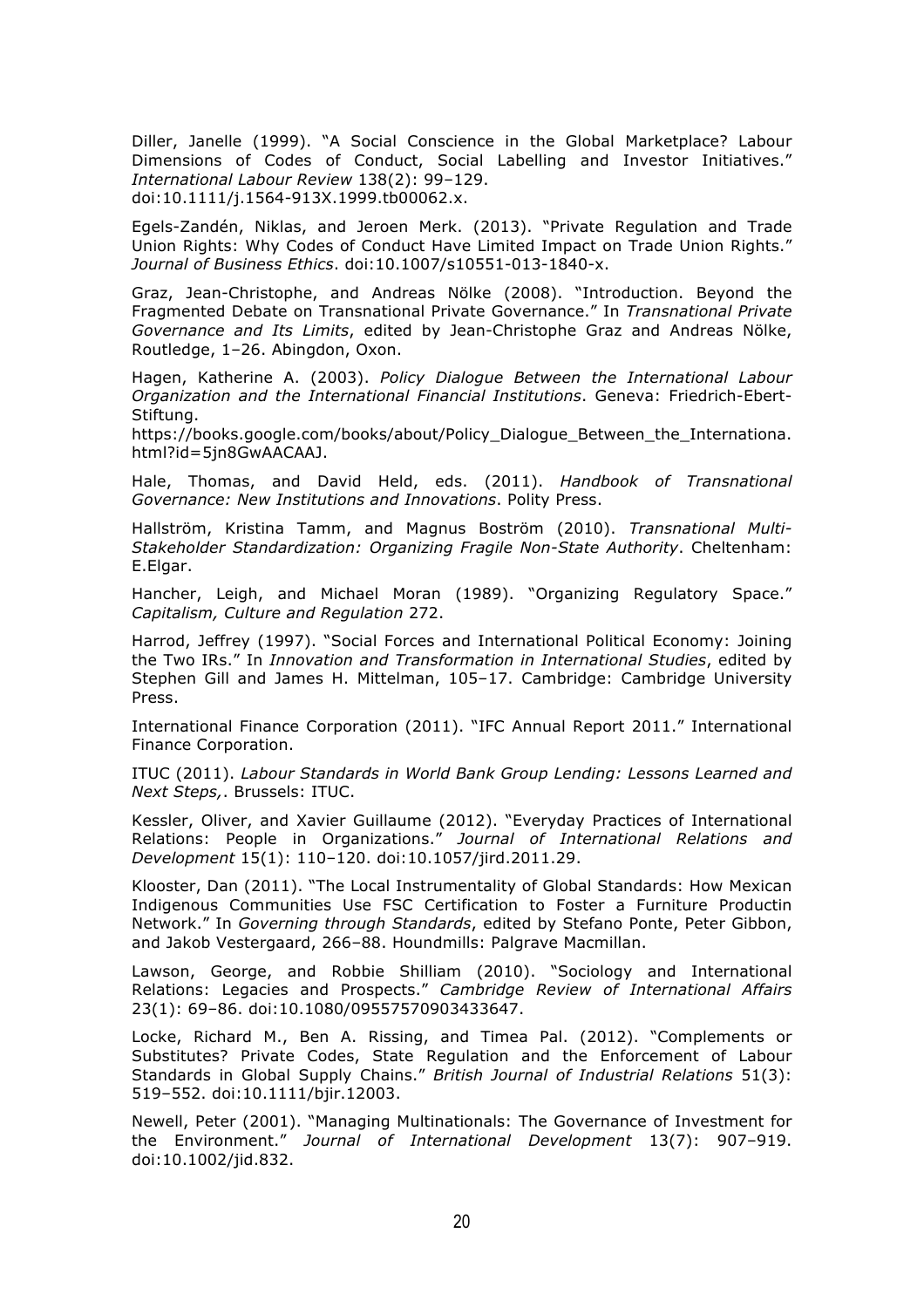Diller, Janelle (1999). "A Social Conscience in the Global Marketplace? Labour Dimensions of Codes of Conduct, Social Labelling and Investor Initiatives." *International Labour Review* 138(2): 99–129. doi:10.1111/j.1564-913X.1999.tb00062.x.

Egels-Zandén, Niklas, and Jeroen Merk. (2013). "Private Regulation and Trade Union Rights: Why Codes of Conduct Have Limited Impact on Trade Union Rights." *Journal of Business Ethics*. doi:10.1007/s10551-013-1840-x.

Graz, Jean-Christophe, and Andreas Nölke (2008). "Introduction. Beyond the Fragmented Debate on Transnational Private Governance." In *Transnational Private Governance and Its Limits*, edited by Jean-Christophe Graz and Andreas Nölke, Routledge, 1–26. Abingdon, Oxon.

Hagen, Katherine A. (2003). *Policy Dialogue Between the International Labour Organization and the International Financial Institutions*. Geneva: Friedrich-Ebert-Stiftung. https://books.google.com/books/about/Policy_Dialogue_Between_the_Internationa.html?id=5jn8GwAACAAJ.

Hale, Thomas, and David Held, eds. (2011). *Handbook of Transnational Governance: New Institutions and Innovations*. Polity Press.

Hallström, Kristina Tamm, and Magnus Boström (2010). *Transnational Multi-Stakeholder Standardization: Organizing Fragile Non-State Authority*. Cheltenham: E.Elgar.

Hancher, Leigh, and Michael Moran (1989). "Organizing Regulatory Space." *Capitalism, Culture and Regulation* 272.

Harrod, Jeffrey (1997). "Social Forces and International Political Economy: Joining the Two IRs." In *Innovation and Transformation in International Studies*, edited by Stephen Gill and James H. Mittelman, 105–17. Cambridge: Cambridge University Press.

International Finance Corporation (2011). "IFC Annual Report 2011." International Finance Corporation.

ITUC (2011). *Labour Standards in World Bank Group Lending: Lessons Learned and Next Steps,*. Brussels: ITUC.

Kessler, Oliver, and Xavier Guillaume (2012). "Everyday Practices of International Relations: People in Organizations." *Journal of International Relations and Development* 15(1): 110–120. doi:10.1057/jird.2011.29.

Klooster, Dan (2011). "The Local Instrumentality of Global Standards: How Mexican Indigenous Communities Use FSC Certification to Foster a Furniture Productin Network." In *Governing through Standards*, edited by Stefano Ponte, Peter Gibbon, and Jakob Vestergaard, 266–88. Houndmills: Palgrave Macmillan.

Lawson, George, and Robbie Shilliam (2010). "Sociology and International Relations: Legacies and Prospects." *Cambridge Review of International Affairs* 23(1): 69–86. doi:10.1080/09557570903433647.

Locke, Richard M., Ben A. Rissing, and Timea Pal. (2012). "Complements or Substitutes? Private Codes, State Regulation and the Enforcement of Labour Standards in Global Supply Chains." *British Journal of Industrial Relations* 51(3): 519–552. doi:10.1111/bjir.12003.

Newell, Peter (2001). "Managing Multinationals: The Governance of Investment for the Environment." *Journal of International Development* 13(7): 907–919. doi:10.1002/jid.832.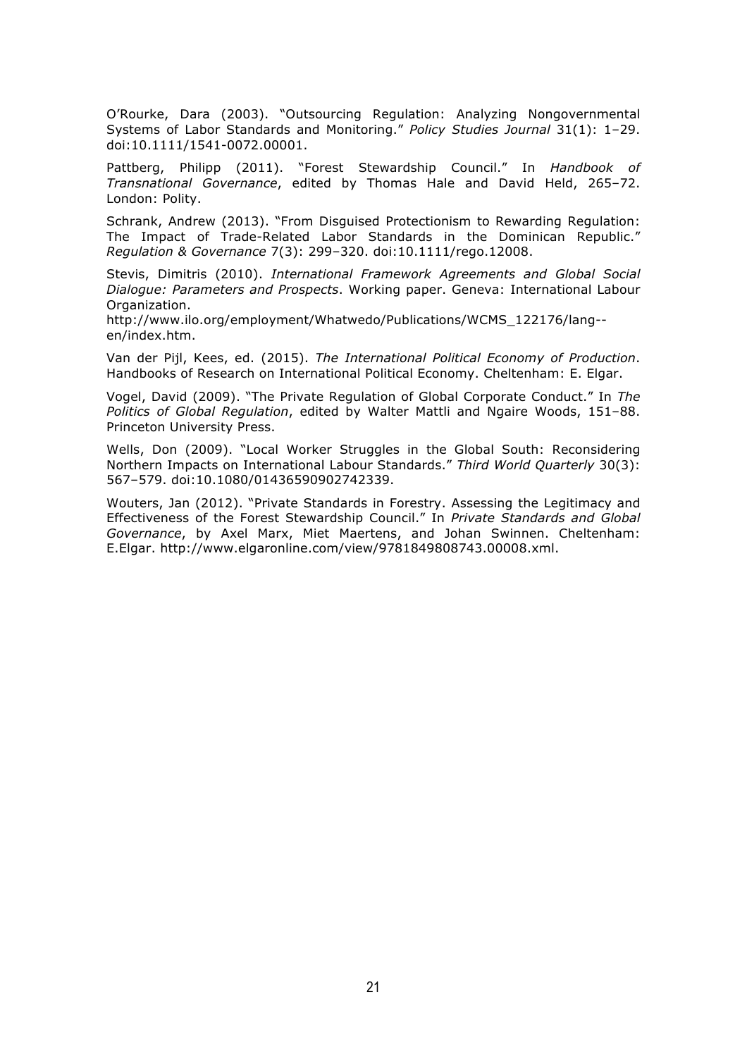O'Rourke, Dara (2003). "Outsourcing Regulation: Analyzing Nongovernmental Systems of Labor Standards and Monitoring." *Policy Studies Journal* 31(1): 1–29. doi:10.1111/1541-0072.00001.

Pattberg, Philipp (2011). "Forest Stewardship Council." In *Handbook of Transnational Governance*, edited by Thomas Hale and David Held, 265–72. London: Polity.

Schrank, Andrew (2013). "From Disguised Protectionism to Rewarding Regulation: The Impact of Trade-Related Labor Standards in the Dominican Republic." *Regulation & Governance* 7(3): 299–320. doi:10.1111/rego.12008.

Stevis, Dimitris (2010). *International Framework Agreements and Global Social Dialogue: Parameters and Prospects*. Working paper. Geneva: International Labour Organization.
http://www.ilo.org/employment/Whatwedo/Publications/WCMS_122176/lang--en/index.htm.

Van der Pijl, Kees, ed. (2015). *The International Political Economy of Production*. Handbooks of Research on International Political Economy. Cheltenham: E. Elgar.

Vogel, David (2009). "The Private Regulation of Global Corporate Conduct." In *The Politics of Global Regulation*, edited by Walter Mattli and Ngaire Woods, 151–88. Princeton University Press.

Wells, Don (2009). "Local Worker Struggles in the Global South: Reconsidering Northern Impacts on International Labour Standards." *Third World Quarterly* 30(3): 567–579. doi:10.1080/01436590902742339.

Wouters, Jan (2012). "Private Standards in Forestry. Assessing the Legitimacy and Effectiveness of the Forest Stewardship Council." In *Private Standards and Global Governance*, by Axel Marx, Miet Maertens, and Johan Swinnen. Cheltenham: E.Elgar. http://www.elgaronline.com/view/9781849808743.00008.xml.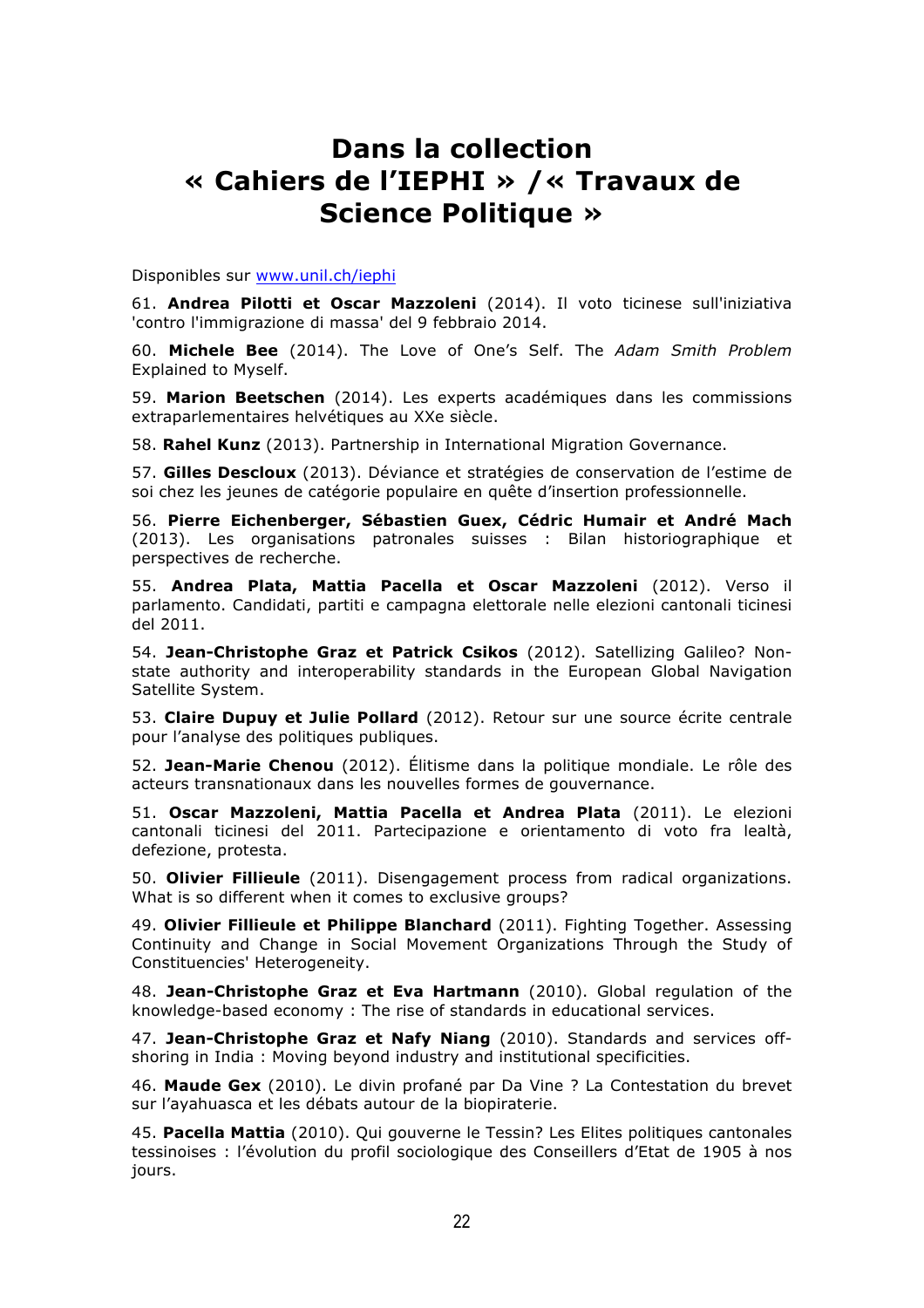# Dans la collection « Cahiers de l'IEPHI » / « Travaux de Science Politique »

Disponibles sur www.unil.ch/iephi

61. **Andrea Pilotti et Oscar Mazzoleni** (2014). Il voto ticinese sull'iniziativa 'contro l'immigrazione di massa' del 9 febbraio 2014.

60. **Michele Bee** (2014). The Love of One's Self. The *Adam Smith Problem* Explained to Myself.

59. **Marion Beetschen** (2014). Les experts académiques dans les commissions extraparlementaires helvétiques au XXe siècle.

58. **Rahel Kunz** (2013). Partnership in International Migration Governance.

57. **Gilles Descloux** (2013). Déviance et stratégies de conservation de l'estime de soi chez les jeunes de catégorie populaire en quête d'insertion professionnelle.

56. **Pierre Eichenberger, Sébastien Guex, Cédric Humair et André Mach** (2013). Les organisations patronales suisses : Bilan historiographique et perspectives de recherche.

55. **Andrea Plata, Mattia Pacella et Oscar Mazzoleni** (2012). Verso il parlamento. Candidati, partiti e campagna elettorale nelle elezioni cantonali ticinesi del 2011.

54. **Jean-Christophe Graz et Patrick Csikos** (2012). Satellizing Galileo? Non-state authority and interoperability standards in the European Global Navigation Satellite System.

53. **Claire Dupuy et Julie Pollard** (2012). Retour sur une source écrite centrale pour l'analyse des politiques publiques.

52. **Jean-Marie Chenou** (2012). Élitisme dans la politique mondiale. Le rôle des acteurs transnationaux dans les nouvelles formes de gouvernance.

51. **Oscar Mazzoleni, Mattia Pacella et Andrea Plata** (2011). Le elezioni cantonali ticinesi del 2011. Partecipazione e orientamento di voto fra lealtà, defezione, protesta.

50. **Olivier Fillieule** (2011). Disengagement process from radical organizations. What is so different when it comes to exclusive groups?

49. **Olivier Fillieule et Philippe Blanchard** (2011). Fighting Together. Assessing Continuity and Change in Social Movement Organizations Through the Study of Constituencies' Heterogeneity.

48. **Jean-Christophe Graz et Eva Hartmann** (2010). Global regulation of the knowledge-based economy : The rise of standards in educational services.

47. **Jean-Christophe Graz et Nafy Niang** (2010). Standards and services off-shoring in India : Moving beyond industry and institutional specificities.

46. **Maude Gex** (2010). Le divin profané par Da Vine ? La Contestation du brevet sur l'ayahuasca et les débats autour de la biopiraterie.

45. **Pacella Mattia** (2010). Qui gouverne le Tessin? Les Elites politiques cantonales tessinoises : l'évolution du profil sociologique des Conseillers d'Etat de 1905 à nos jours.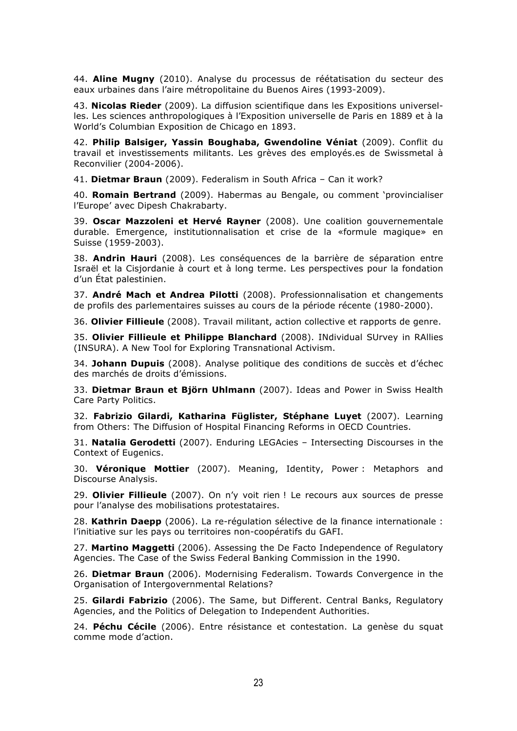44. **Aline Mugny** (2010). Analyse du processus de réétatisation du secteur des eaux urbaines dans l'aire métropolitaine du Buenos Aires (1993-2009).

43. **Nicolas Rieder** (2009). La diffusion scientifique dans les Expositions universelles. Les sciences anthropologiques à l'Exposition universelle de Paris en 1889 et à la World's Columbian Exposition de Chicago en 1893.

42. **Philip Balsiger, Yassin Boughaba, Gwendoline Véniat** (2009). Conflit du travail et investissements militants. Les grèves des employés.es de Swissmetal à Reconvilier (2004-2006).

41. **Dietmar Braun** (2009). Federalism in South Africa – Can it work?

40. **Romain Bertrand** (2009). Habermas au Bengale, ou comment 'provincialiser l'Europe' avec Dipesh Chakrabarty.

39. **Oscar Mazzoleni et Hervé Rayner** (2008). Une coalition gouvernementale durable. Emergence, institutionnalisation et crise de la «formule magique» en Suisse (1959-2003).

38. **Andrin Hauri** (2008). Les conséquences de la barrière de séparation entre Israël et la Cisjordanie à court et à long terme. Les perspectives pour la fondation d'un État palestinien.

37. **André Mach et Andrea Pilotti** (2008). Professionnalisation et changements de profils des parlementaires suisses au cours de la période récente (1980-2000).

36. **Olivier Fillieule** (2008). Travail militant, action collective et rapports de genre.

35. **Olivier Fillieule et Philippe Blanchard** (2008). INdividual SUrvey in RAllies (INSURA). A New Tool for Exploring Transnational Activism.

34. **Johann Dupuis** (2008). Analyse politique des conditions de succès et d'échec des marchés de droits d'émissions.

33. **Dietmar Braun et Björn Uhlmann** (2007). Ideas and Power in Swiss Health Care Party Politics.

32. **Fabrizio Gilardi, Katharina Füglister, Stéphane Luyet** (2007). Learning from Others: The Diffusion of Hospital Financing Reforms in OECD Countries.

31. **Natalia Gerodetti** (2007). Enduring LEGAcies – Intersecting Discourses in the Context of Eugenics.

30. **Véronique Mottier** (2007). Meaning, Identity, Power : Metaphors and Discourse Analysis.

29. **Olivier Fillieule** (2007). On n'y voit rien ! Le recours aux sources de presse pour l'analyse des mobilisations protestataires.

28. **Kathrin Daepp** (2006). La re-régulation sélective de la finance internationale : l'initiative sur les pays ou territoires non-coopératifs du GAFI.

27. **Martino Maggetti** (2006). Assessing the De Facto Independence of Regulatory Agencies. The Case of the Swiss Federal Banking Commission in the 1990.

26. **Dietmar Braun** (2006). Modernising Federalism. Towards Convergence in the Organisation of Intergovernmental Relations?

25. **Gilardi Fabrizio** (2006). The Same, but Different. Central Banks, Regulatory Agencies, and the Politics of Delegation to Independent Authorities.

24. **Péchu Cécile** (2006). Entre résistance et contestation. La genèse du squat comme mode d'action.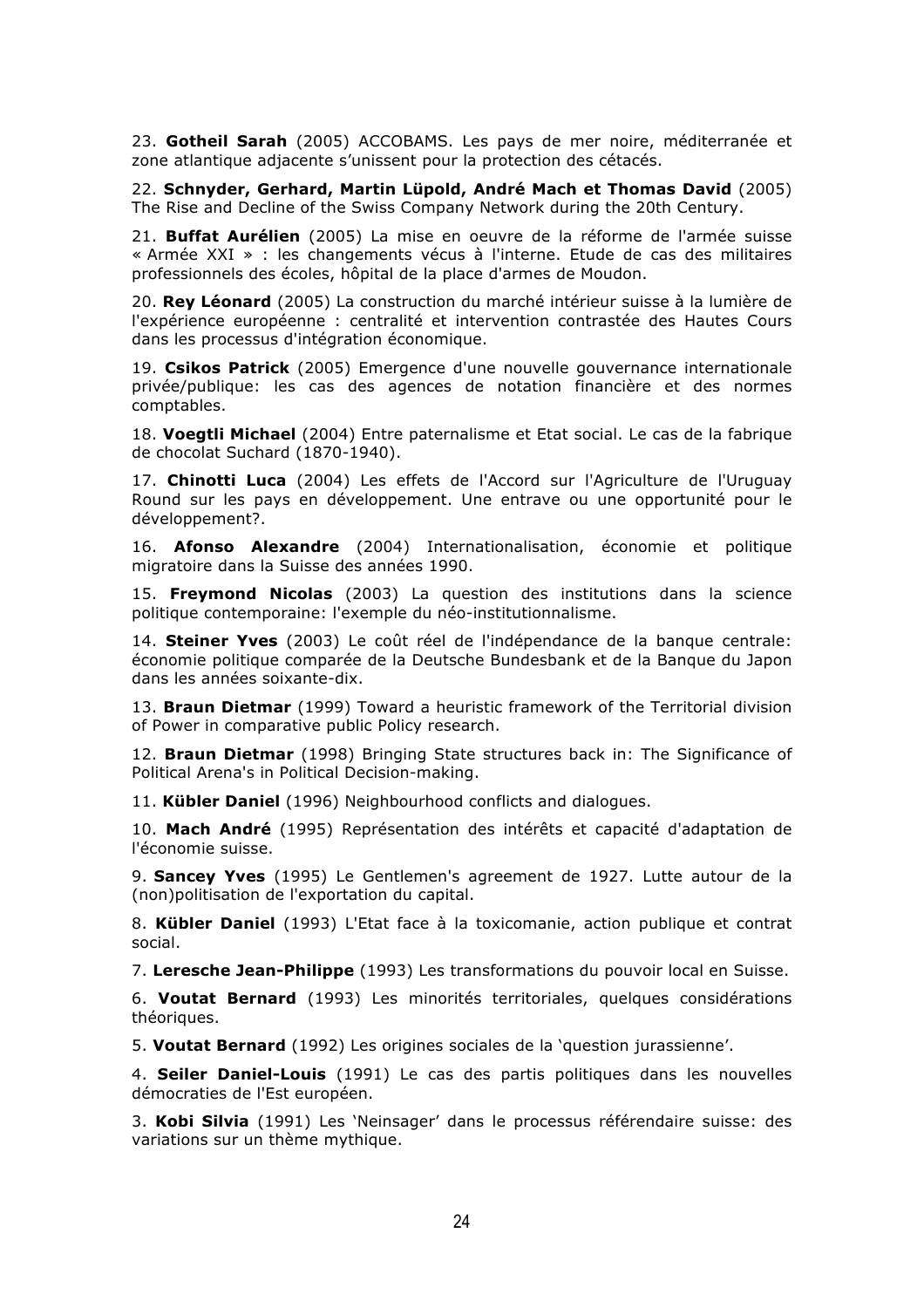23. **Gotheil Sarah** (2005) ACCOBAMS. Les pays de mer noire, méditerranée et zone atlantique adjacente s'unissent pour la protection des cétacés.

22. **Schnyder, Gerhard, Martin Lüpold, André Mach et Thomas David** (2005) The Rise and Decline of the Swiss Company Network during the 20th Century.

21. **Buffat Aurélien** (2005) La mise en oeuvre de la réforme de l'armée suisse « Armée XXI » : les changements vécus à l'interne. Etude de cas des militaires professionnels des écoles, hôpital de la place d'armes de Moudon.

20. **Rey Léonard** (2005) La construction du marché intérieur suisse à la lumière de l'expérience européenne : centralité et intervention contrastée des Hautes Cours dans les processus d'intégration économique.

19. **Csikos Patrick** (2005) Emergence d'une nouvelle gouvernance internationale privée/publique: les cas des agences de notation financière et des normes comptables.

18. **Voegtli Michael** (2004) Entre paternalisme et Etat social. Le cas de la fabrique de chocolat Suchard (1870-1940).

17. **Chinotti Luca** (2004) Les effets de l'Accord sur l'Agriculture de l'Uruguay Round sur les pays en développement. Une entrave ou une opportunité pour le développement?.

16. **Afonso Alexandre** (2004) Internationalisation, économie et politique migratoire dans la Suisse des années 1990.

15. **Freymond Nicolas** (2003) La question des institutions dans la science politique contemporaine: l'exemple du néo-institutionnalisme.

14. **Steiner Yves** (2003) Le coût réel de l'indépendance de la banque centrale: économie politique comparée de la Deutsche Bundesbank et de la Banque du Japon dans les années soixante-dix.

13. **Braun Dietmar** (1999) Toward a heuristic framework of the Territorial division of Power in comparative public Policy research.

12. **Braun Dietmar** (1998) Bringing State structures back in: The Significance of Political Arena's in Political Decision-making.

11. **Kübler Daniel** (1996) Neighbourhood conflicts and dialogues.

10. **Mach André** (1995) Représentation des intérêts et capacité d'adaptation de l'économie suisse.

9. **Sancey Yves** (1995) Le Gentlemen's agreement de 1927. Lutte autour de la (non)politisation de l'exportation du capital.

8. **Kübler Daniel** (1993) L'Etat face à la toxicomanie, action publique et contrat social.

7. **Leresche Jean-Philippe** (1993) Les transformations du pouvoir local en Suisse.

6. **Voutat Bernard** (1993) Les minorités territoriales, quelques considérations théoriques.

5. **Voutat Bernard** (1992) Les origines sociales de la 'question jurassienne'.

4. **Seiler Daniel-Louis** (1991) Le cas des partis politiques dans les nouvelles démocraties de l'Est européen.

3. **Kobi Silvia** (1991) Les 'Neinsager' dans le processus référendaire suisse: des variations sur un thème mythique.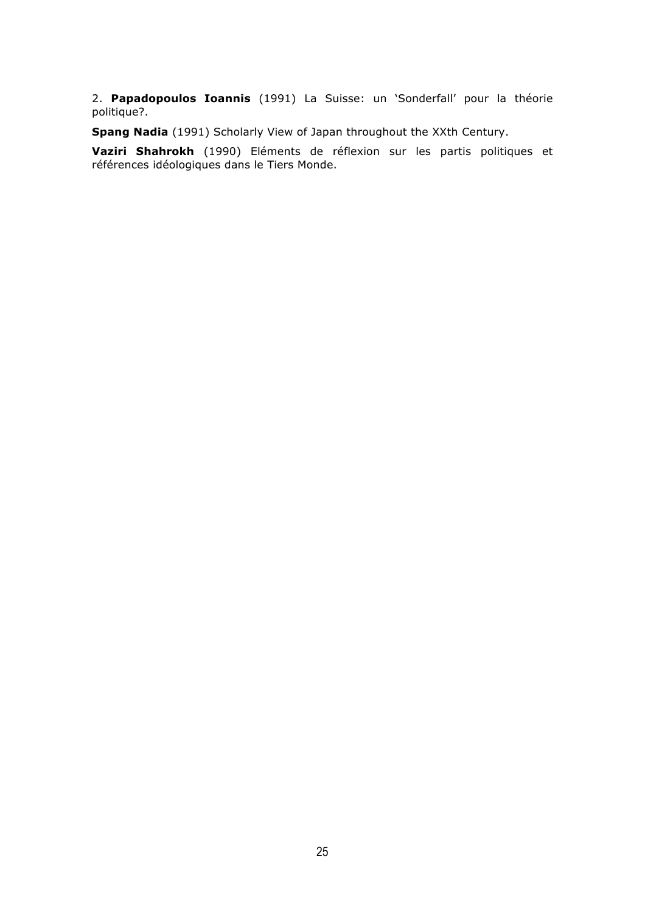2. **Papadopoulos Ioannis** (1991) La Suisse: un 'Sonderfall' pour la théorie politique?.

**Spang Nadia** (1991) Scholarly View of Japan throughout the XXth Century.

**Vaziri Shahrokh** (1990) Eléments de réflexion sur les partis politiques et références idéologiques dans le Tiers Monde.